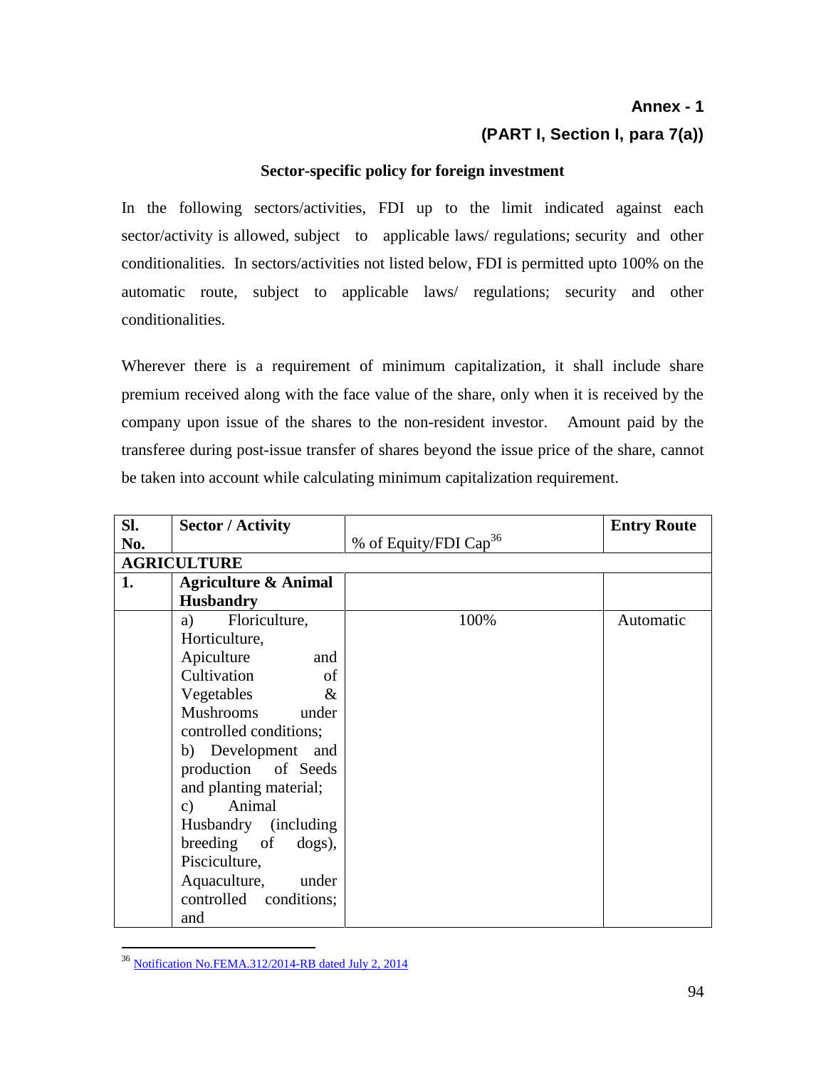**Annex - 1**

**(PART I, Section I, para 7(a))**

**Sector-specific policy for foreign investment**

In the following sectors/activities, FDI up to the limit indicated against each sector/activity is allowed, subject to applicable laws/ regulations; security and other conditionalities. In sectors/activities not listed below, FDI is permitted upto 100% on the automatic route, subject to applicable laws/ regulations; security and other conditionalities.

Wherever there is a requirement of minimum capitalization, it shall include share premium received along with the face value of the share, only when it is received by the company upon issue of the shares to the non-resident investor. Amount paid by the transferee during post-issue transfer of shares beyond the issue price of the share, cannot be taken into account while calculating minimum capitalization requirement.

| Sl. No. | Sector / Activity | % of Equity/FDI Cap[36] | Entry Route |
|---|---|---|---|
| **AGRICULTURE** | | | |
| **1.** | **Agriculture & Animal Husbandry** | | |
| | a) Floriculture, Horticulture, Apiculture and Cultivation of Vegetables & Mushrooms under controlled conditions;<br>b) Development and production of Seeds and planting material;<br>c) Animal Husbandry (including breeding of dogs), Pisciculture, Aquaculture, under controlled conditions; and | 100% | Automatic |

[36] Notification No.FEMA.312/2014-RB dated July 2, 2014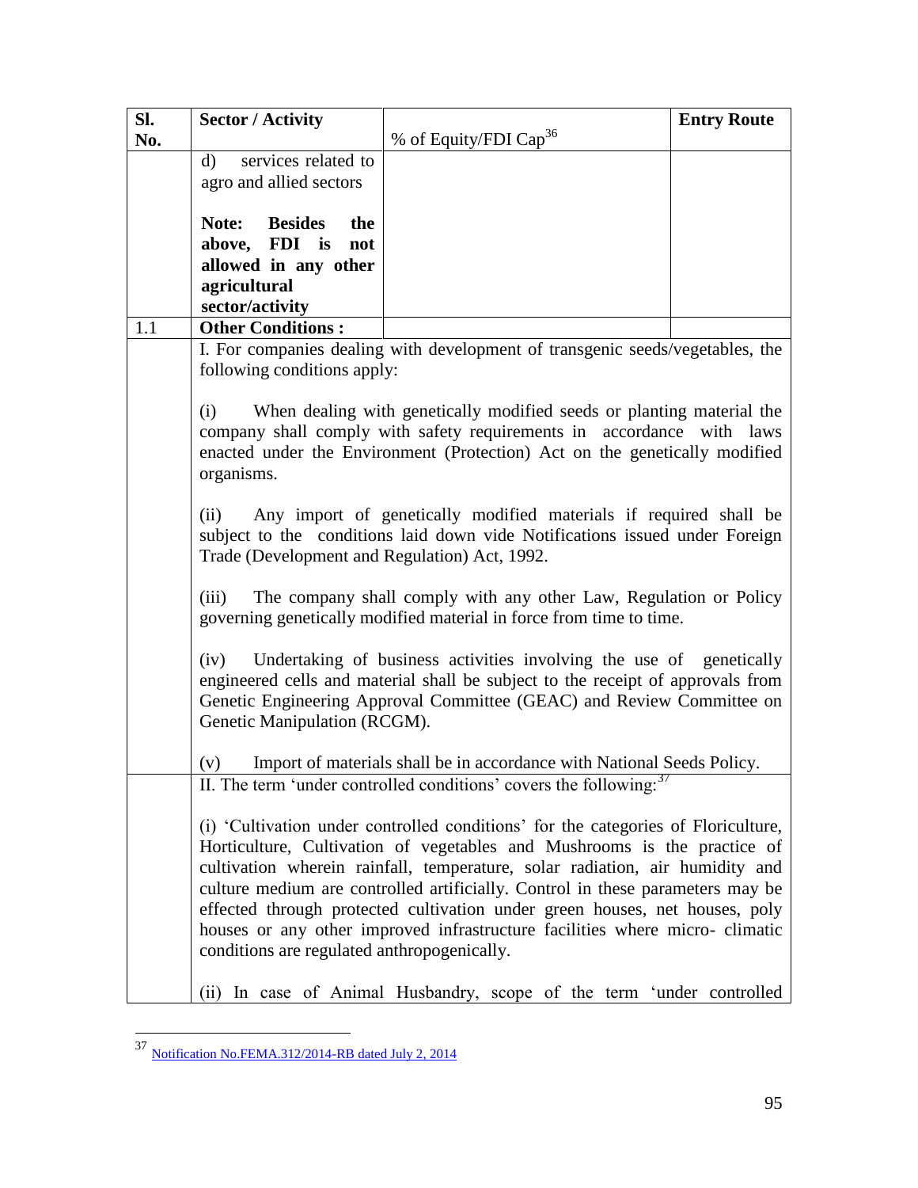| Sl. No. | Sector / Activity | % of Equity/FDI Cap[36] | Entry Route |
|---|---|---|---|
| | d) services related to agro and allied sectors<br><br>**Note: Besides the above, FDI is not allowed in any other agricultural sector/activity** | | |
| 1.1 | **Other Conditions :** | | |
| | I. For companies dealing with development of transgenic seeds/vegetables, the following conditions apply:<br><br>(i) When dealing with genetically modified seeds or planting material the company shall comply with safety requirements in accordance with laws enacted under the Environment (Protection) Act on the genetically modified organisms.<br><br>(ii) Any import of genetically modified materials if required shall be subject to the conditions laid down vide Notifications issued under Foreign Trade (Development and Regulation) Act, 1992.<br><br>(iii) The company shall comply with any other Law, Regulation or Policy governing genetically modified material in force from time to time.<br><br>(iv) Undertaking of business activities involving the use of genetically engineered cells and material shall be subject to the receipt of approvals from Genetic Engineering Approval Committee (GEAC) and Review Committee on Genetic Manipulation (RCGM).<br><br>(v) Import of materials shall be in accordance with National Seeds Policy. | | |
| | II. The term 'under controlled conditions' covers the following:[37]<br><br>(i) 'Cultivation under controlled conditions' for the categories of Floriculture, Horticulture, Cultivation of vegetables and Mushrooms is the practice of cultivation wherein rainfall, temperature, solar radiation, air humidity and culture medium are controlled artificially. Control in these parameters may be effected through protected cultivation under green houses, net houses, poly houses or any other improved infrastructure facilities where micro- climatic conditions are regulated anthropogenically.<br><br>(ii) In case of Animal Husbandry, scope of the term 'under controlled | | |

[37] Notification No.FEMA.312/2014-RB dated July 2, 2014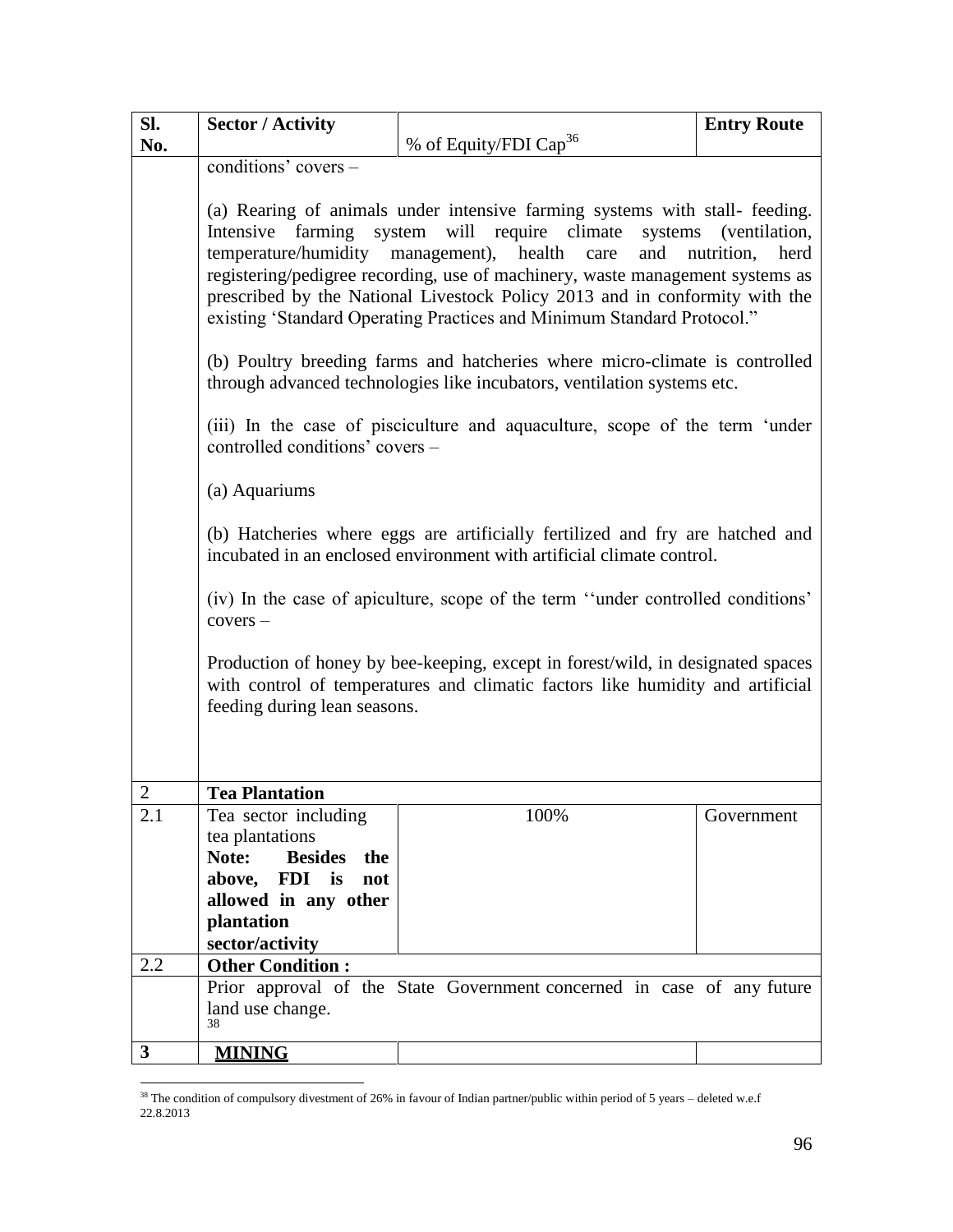| Sl. No. | Sector / Activity | % of Equity/FDI Cap[36] | Entry Route |
|---|---|---|---|
| | conditions' covers –<br><br>(a) Rearing of animals under intensive farming systems with stall- feeding. Intensive farming system will require climate systems (ventilation, temperature/humidity management), health care and nutrition, herd registering/pedigree recording, use of machinery, waste management systems as prescribed by the National Livestock Policy 2013 and in conformity with the existing 'Standard Operating Practices and Minimum Standard Protocol."<br><br>(b) Poultry breeding farms and hatcheries where micro-climate is controlled through advanced technologies like incubators, ventilation systems etc.<br><br>(iii) In the case of pisciculture and aquaculture, scope of the term 'under controlled conditions' covers –<br><br>(a) Aquariums<br><br>(b) Hatcheries where eggs are artificially fertilized and fry are hatched and incubated in an enclosed environment with artificial climate control.<br><br>(iv) In the case of apiculture, scope of the term ''under controlled conditions' covers –<br><br>Production of honey by bee-keeping, except in forest/wild, in designated spaces with control of temperatures and climatic factors like humidity and artificial feeding during lean seasons. | | |
| 2 | **Tea Plantation** | | |
| 2.1 | Tea sector including tea plantations<br>**Note: Besides the above, FDI is not allowed in any other plantation sector/activity** | 100% | Government |
| 2.2 | **Other Condition :** | | |
| | Prior approval of the State Government concerned in case of any future land use change.[38] | | |
| **3** | **MINING** | | |

[38] The condition of compulsory divestment of 26% in favour of Indian partner/public within period of 5 years – deleted w.e.f 22.8.2013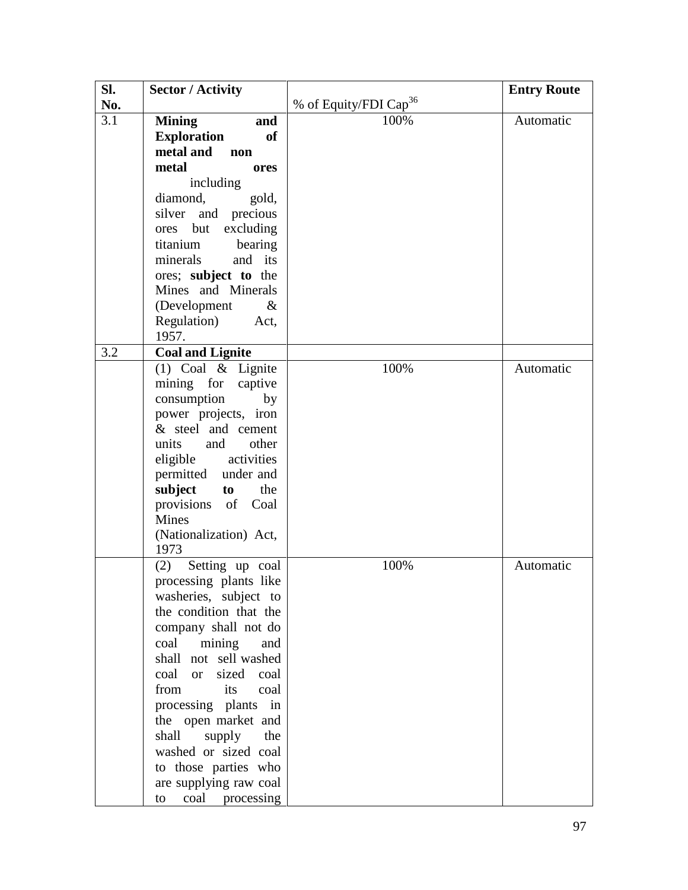| Sl. No. | Sector / Activity | % of Equity/FDI Cap[36] | Entry Route |
|---|---|---|---|
| 3.1 | **Mining and Exploration of metal and non metal ores** including diamond, gold, silver and precious ores but excluding titanium bearing minerals and its ores; **subject to** the Mines and Minerals (Development & Regulation) Act, 1957. | 100% | Automatic |
| 3.2 | **Coal and Lignite** | | |
| | (1) Coal & Lignite mining for captive consumption by power projects, iron & steel and cement units and other eligible activities permitted under and **subject to** the provisions of Coal Mines (Nationalization) Act, 1973 | 100% | Automatic |
| | (2) Setting up coal processing plants like washeries, subject to the condition that the company shall not do coal mining and shall not sell washed coal or sized coal from its coal processing plants in the open market and shall supply the washed or sized coal to those parties who are supplying raw coal to coal processing | 100% | Automatic |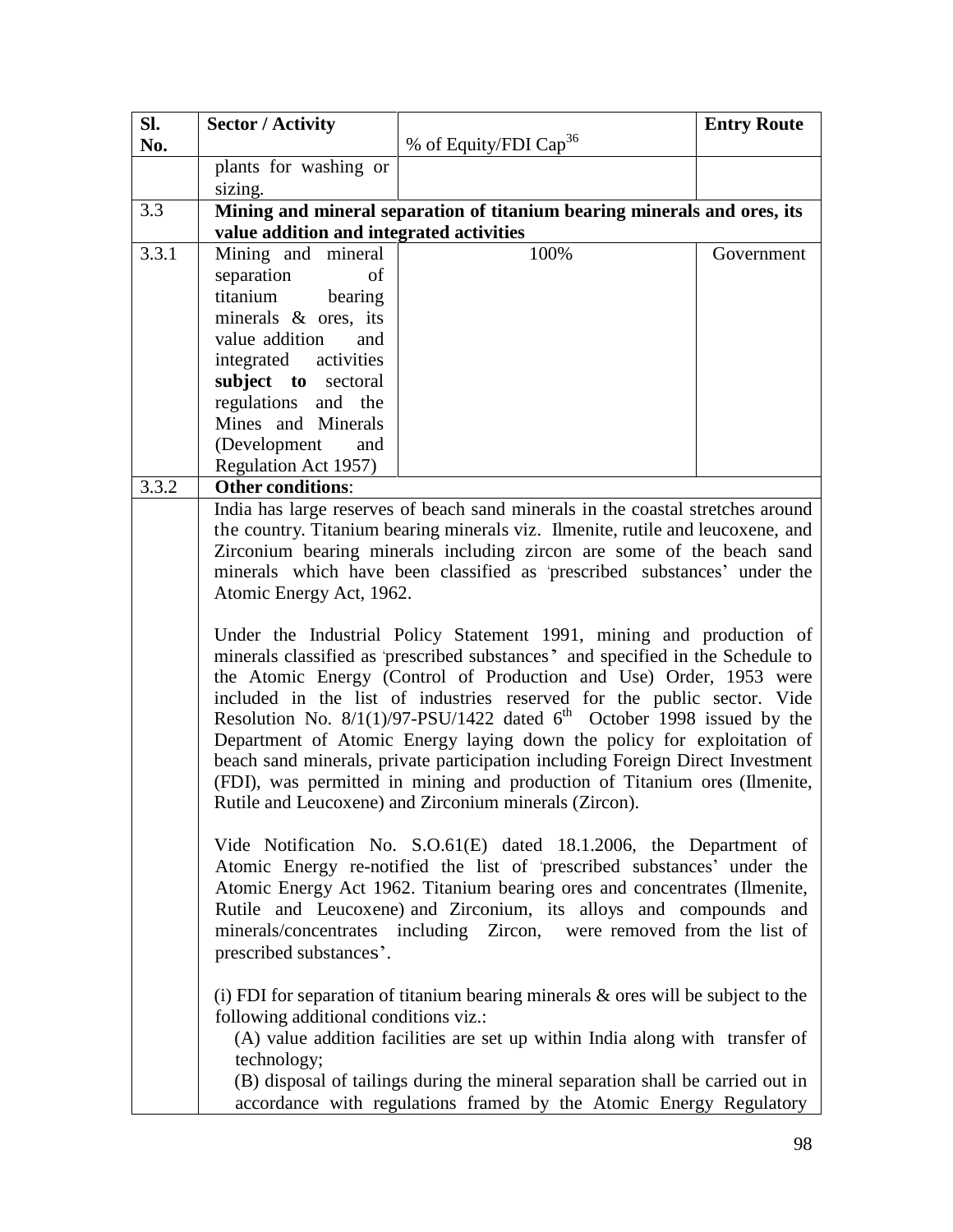| Sl. No. | Sector / Activity | % of Equity/FDI Cap[36] | Entry Route |
|---|---|---|---|
| | plants for washing or sizing. | | |
| 3.3 | **Mining and mineral separation of titanium bearing minerals and ores, its value addition and integrated activities** | | |
| 3.3.1 | Mining and mineral separation of titanium bearing minerals & ores, its value addition and integrated activities **subject to** sectoral regulations and the Mines and Minerals (Development and Regulation Act 1957) | 100% | Government |
| 3.3.2 | **Other conditions**: | | |
| | India has large reserves of beach sand minerals in the coastal stretches around the country. Titanium bearing minerals viz. Ilmenite, rutile and leucoxene, and Zirconium bearing minerals including zircon are some of the beach sand minerals which have been classified as 'prescribed substances' under the Atomic Energy Act, 1962. <br><br> Under the Industrial Policy Statement 1991, mining and production of minerals classified as 'prescribed substances' and specified in the Schedule to the Atomic Energy (Control of Production and Use) Order, 1953 were included in the list of industries reserved for the public sector. Vide Resolution No. 8/1(1)/97-PSU/1422 dated 6th October 1998 issued by the Department of Atomic Energy laying down the policy for exploitation of beach sand minerals, private participation including Foreign Direct Investment (FDI), was permitted in mining and production of Titanium ores (Ilmenite, Rutile and Leucoxene) and Zirconium minerals (Zircon). <br><br> Vide Notification No. S.O.61(E) dated 18.1.2006, the Department of Atomic Energy re-notified the list of 'prescribed substances' under the Atomic Energy Act 1962. Titanium bearing ores and concentrates (Ilmenite, Rutile and Leucoxene) and Zirconium, its alloys and compounds and minerals/concentrates including Zircon, were removed from the list of prescribed substances'. <br><br> (i) FDI for separation of titanium bearing minerals & ores will be subject to the following additional conditions viz.: <br> (A) value addition facilities are set up within India along with transfer of technology; <br> (B) disposal of tailings during the mineral separation shall be carried out in accordance with regulations framed by the Atomic Energy Regulatory | | |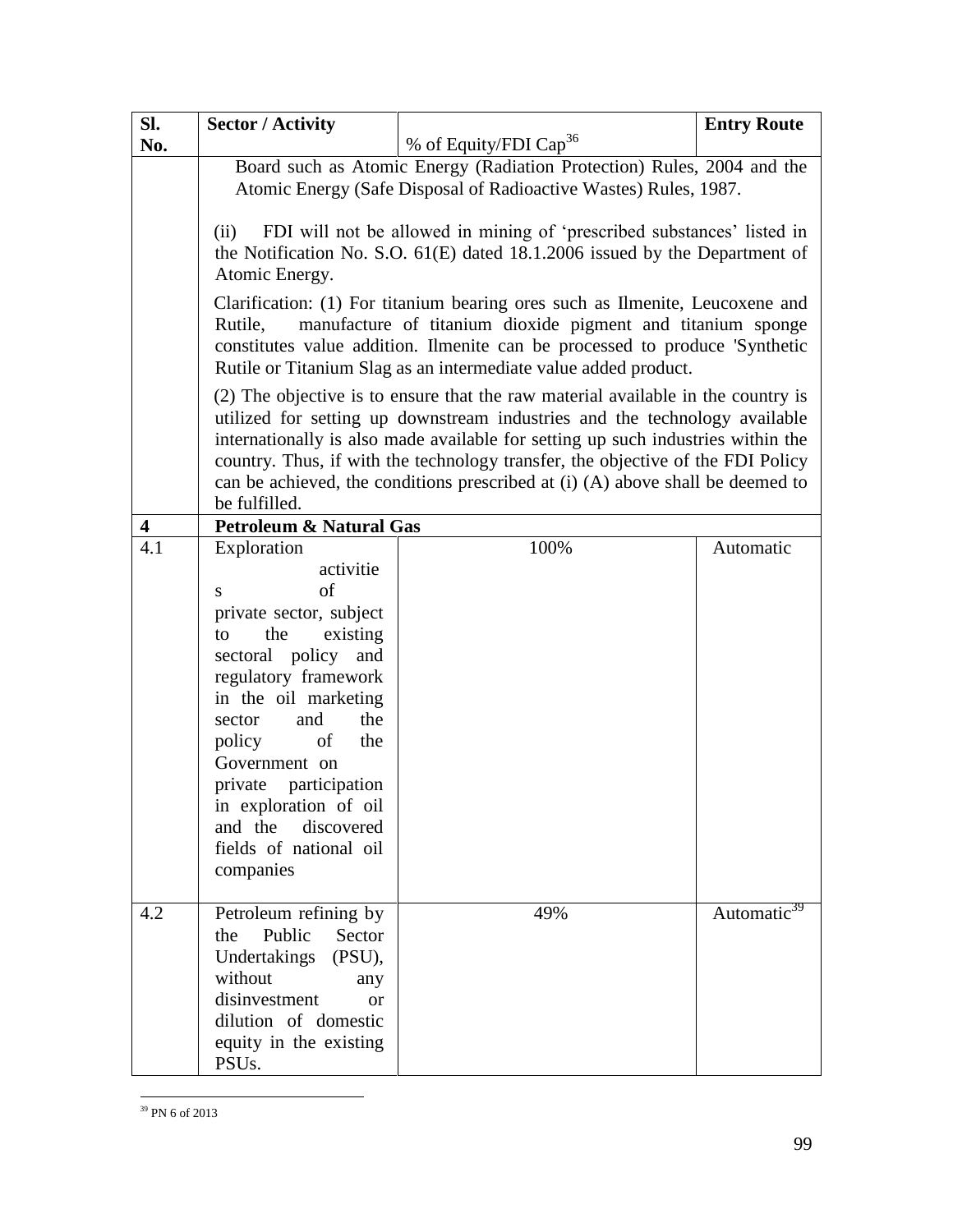| Sl. No. | Sector / Activity | % of Equity/FDI Cap[36] | Entry Route |
|---|---|---|---|
| | Board such as Atomic Energy (Radiation Protection) Rules, 2004 and the Atomic Energy (Safe Disposal of Radioactive Wastes) Rules, 1987.<br><br>(ii) FDI will not be allowed in mining of 'prescribed substances' listed in the Notification No. S.O. 61(E) dated 18.1.2006 issued by the Department of Atomic Energy.<br><br>Clarification: (1) For titanium bearing ores such as Ilmenite, Leucoxene and Rutile, manufacture of titanium dioxide pigment and titanium sponge constitutes value addition. Ilmenite can be processed to produce 'Synthetic Rutile or Titanium Slag as an intermediate value added product.<br><br>(2) The objective is to ensure that the raw material available in the country is utilized for setting up downstream industries and the technology available internationally is also made available for setting up such industries within the country. Thus, if with the technology transfer, the objective of the FDI Policy can be achieved, the conditions prescribed at (i) (A) above shall be deemed to be fulfilled. | | |
| **4** | **Petroleum & Natural Gas** | | |
| 4.1 | Exploration activities of private sector, subject to the existing sectoral policy and regulatory framework in the oil marketing sector and the policy of the Government on private participation in exploration of oil and the discovered fields of national oil companies | 100% | Automatic |
| 4.2 | Petroleum refining by the Public Sector Undertakings (PSU), without any disinvestment or dilution of domestic equity in the existing PSUs. | 49% | Automatic[39] |

[39] PN 6 of 2013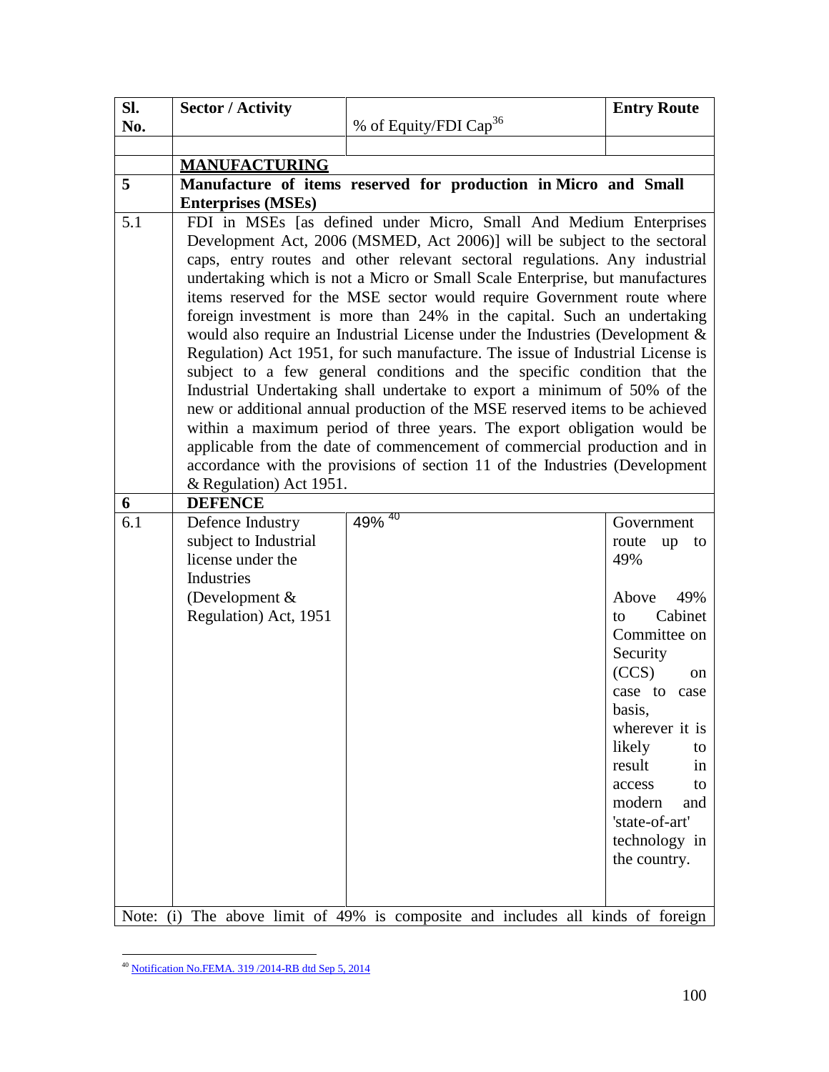| Sl. No. | Sector / Activity | % of Equity/FDI Cap[36] | Entry Route |
|---|---|---|---|
| | | | |
| | **MANUFACTURING** | | |
| **5** | **Manufacture of items reserved for production in Micro and Small Enterprises (MSEs)** | | |
| 5.1 | FDI in MSEs [as defined under Micro, Small And Medium Enterprises Development Act, 2006 (MSMED, Act 2006)] will be subject to the sectoral caps, entry routes and other relevant sectoral regulations. Any industrial undertaking which is not a Micro or Small Scale Enterprise, but manufactures items reserved for the MSE sector would require Government route where foreign investment is more than 24% in the capital. Such an undertaking would also require an Industrial License under the Industries (Development & Regulation) Act 1951, for such manufacture. The issue of Industrial License is subject to a few general conditions and the specific condition that the Industrial Undertaking shall undertake to export a minimum of 50% of the new or additional annual production of the MSE reserved items to be achieved within a maximum period of three years. The export obligation would be applicable from the date of commencement of commercial production and in accordance with the provisions of section 11 of the Industries (Development & Regulation) Act 1951. | | |
| **6** | **DEFENCE** | | |
| 6.1 | Defence Industry subject to Industrial license under the Industries (Development & Regulation) Act, 1951 | 49% [40] | Government route up to 49%<br><br>Above 49% to Cabinet Committee on Security (CCS) on case to case basis, wherever it is likely to result in access to modern and 'state-of-art' technology in the country. |
| Note: (i) The above limit of 49% is composite and includes all kinds of foreign | | | |

[40] Notification No.FEMA. 319 /2014-RB dtd Sep 5, 2014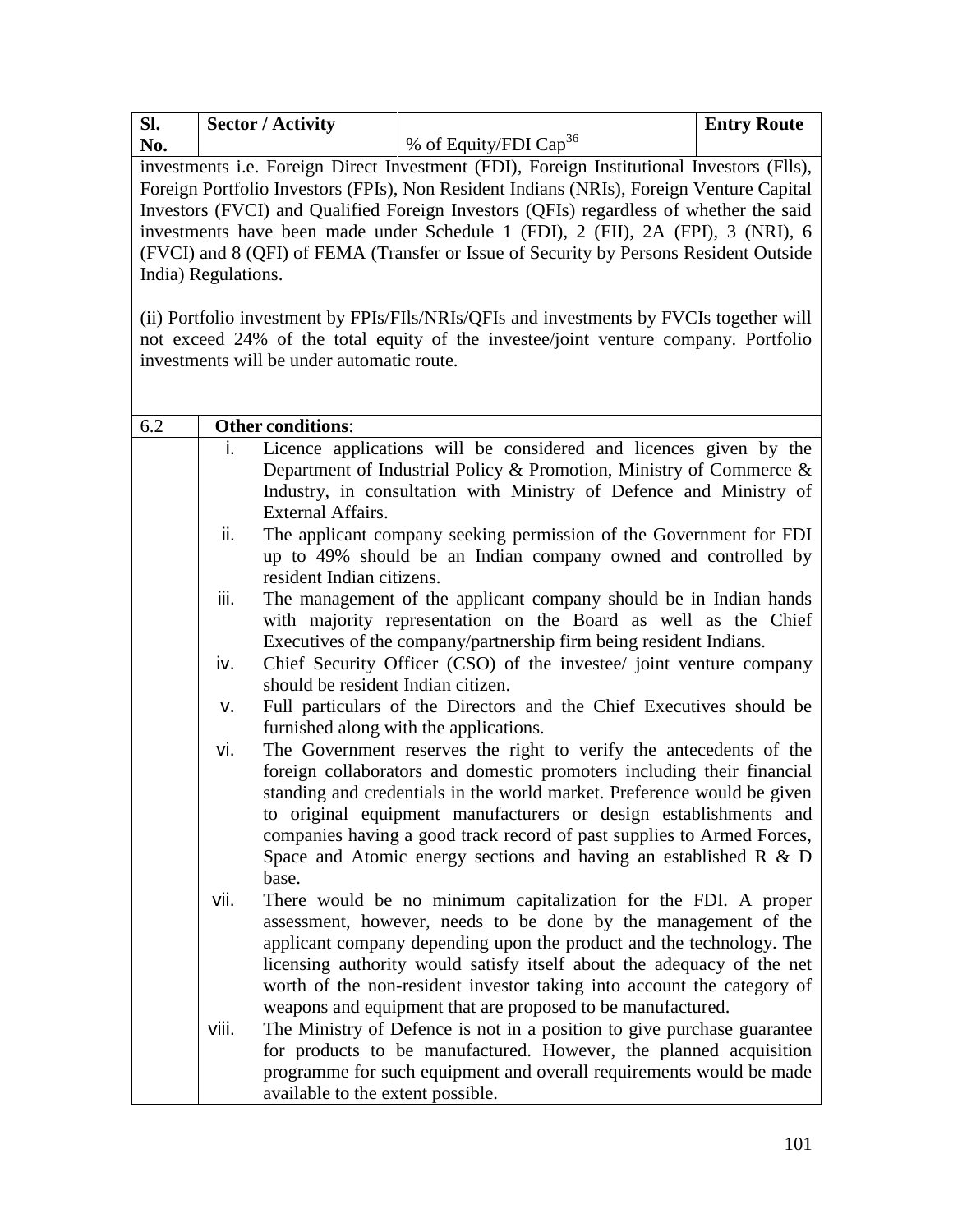| Sl. No. | Sector / Activity | % of Equity/FDI Cap[36] | Entry Route |
|---|---|---|---|
| investments i.e. Foreign Direct Investment (FDI), Foreign Institutional Investors (FIls), Foreign Portfolio Investors (FPIs), Non Resident Indians (NRIs), Foreign Venture Capital Investors (FVCI) and Qualified Foreign Investors (QFIs) regardless of whether the said investments have been made under Schedule 1 (FDI), 2 (FII), 2A (FPI), 3 (NRI), 6 (FVCI) and 8 (QFI) of FEMA (Transfer or Issue of Security by Persons Resident Outside India) Regulations.<br><br>(ii) Portfolio investment by FPIs/FIls/NRIs/QFIs and investments by FVCIs together will not exceed 24% of the total equity of the investee/joint venture company. Portfolio investments will be under automatic route. | | | |
| 6.2 | **Other conditions**: | | |
| | i. Licence applications will be considered and licences given by the Department of Industrial Policy & Promotion, Ministry of Commerce & Industry, in consultation with Ministry of Defence and Ministry of External Affairs.<br>ii. The applicant company seeking permission of the Government for FDI up to 49% should be an Indian company owned and controlled by resident Indian citizens.<br>iii. The management of the applicant company should be in Indian hands with majority representation on the Board as well as the Chief Executives of the company/partnership firm being resident Indians.<br>iv. Chief Security Officer (CSO) of the investee/ joint venture company should be resident Indian citizen.<br>v. Full particulars of the Directors and the Chief Executives should be furnished along with the applications.<br>vi. The Government reserves the right to verify the antecedents of the foreign collaborators and domestic promoters including their financial standing and credentials in the world market. Preference would be given to original equipment manufacturers or design establishments and companies having a good track record of past supplies to Armed Forces, Space and Atomic energy sections and having an established R & D base.<br>vii. There would be no minimum capitalization for the FDI. A proper assessment, however, needs to be done by the management of the applicant company depending upon the product and the technology. The licensing authority would satisfy itself about the adequacy of the net worth of the non-resident investor taking into account the category of weapons and equipment that are proposed to be manufactured.<br>viii. The Ministry of Defence is not in a position to give purchase guarantee for products to be manufactured. However, the planned acquisition programme for such equipment and overall requirements would be made available to the extent possible. | | |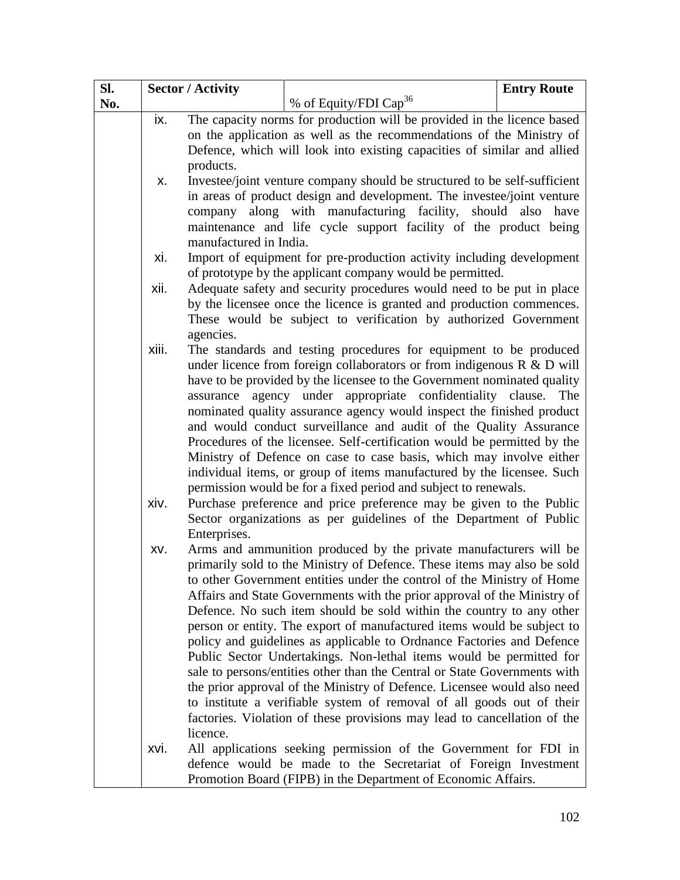| Sl. No. | Sector / Activity | % of Equity/FDI Cap[36] | Entry Route |
|---|---|---|---|
| | ix. The capacity norms for production will be provided in the licence based on the application as well as the recommendations of the Ministry of Defence, which will look into existing capacities of similar and allied products.<br>x. Investee/joint venture company should be structured to be self-sufficient in areas of product design and development. The investee/joint venture company along with manufacturing facility, should also have maintenance and life cycle support facility of the product being manufactured in India.<br>xi. Import of equipment for pre-production activity including development of prototype by the applicant company would be permitted.<br>xii. Adequate safety and security procedures would need to be put in place by the licensee once the licence is granted and production commences. These would be subject to verification by authorized Government agencies.<br>xiii. The standards and testing procedures for equipment to be produced under licence from foreign collaborators or from indigenous R & D will have to be provided by the licensee to the Government nominated quality assurance agency under appropriate confidentiality clause. The nominated quality assurance agency would inspect the finished product and would conduct surveillance and audit of the Quality Assurance Procedures of the licensee. Self-certification would be permitted by the Ministry of Defence on case to case basis, which may involve either individual items, or group of items manufactured by the licensee. Such permission would be for a fixed period and subject to renewals.<br>xiv. Purchase preference and price preference may be given to the Public Sector organizations as per guidelines of the Department of Public Enterprises.<br>xv. Arms and ammunition produced by the private manufacturers will be primarily sold to the Ministry of Defence. These items may also be sold to other Government entities under the control of the Ministry of Home Affairs and State Governments with the prior approval of the Ministry of Defence. No such item should be sold within the country to any other person or entity. The export of manufactured items would be subject to policy and guidelines as applicable to Ordnance Factories and Defence Public Sector Undertakings. Non-lethal items would be permitted for sale to persons/entities other than the Central or State Governments with the prior approval of the Ministry of Defence. Licensee would also need to institute a verifiable system of removal of all goods out of their factories. Violation of these provisions may lead to cancellation of the licence.<br>xvi. All applications seeking permission of the Government for FDI in defence would be made to the Secretariat of Foreign Investment Promotion Board (FIPB) in the Department of Economic Affairs. | | |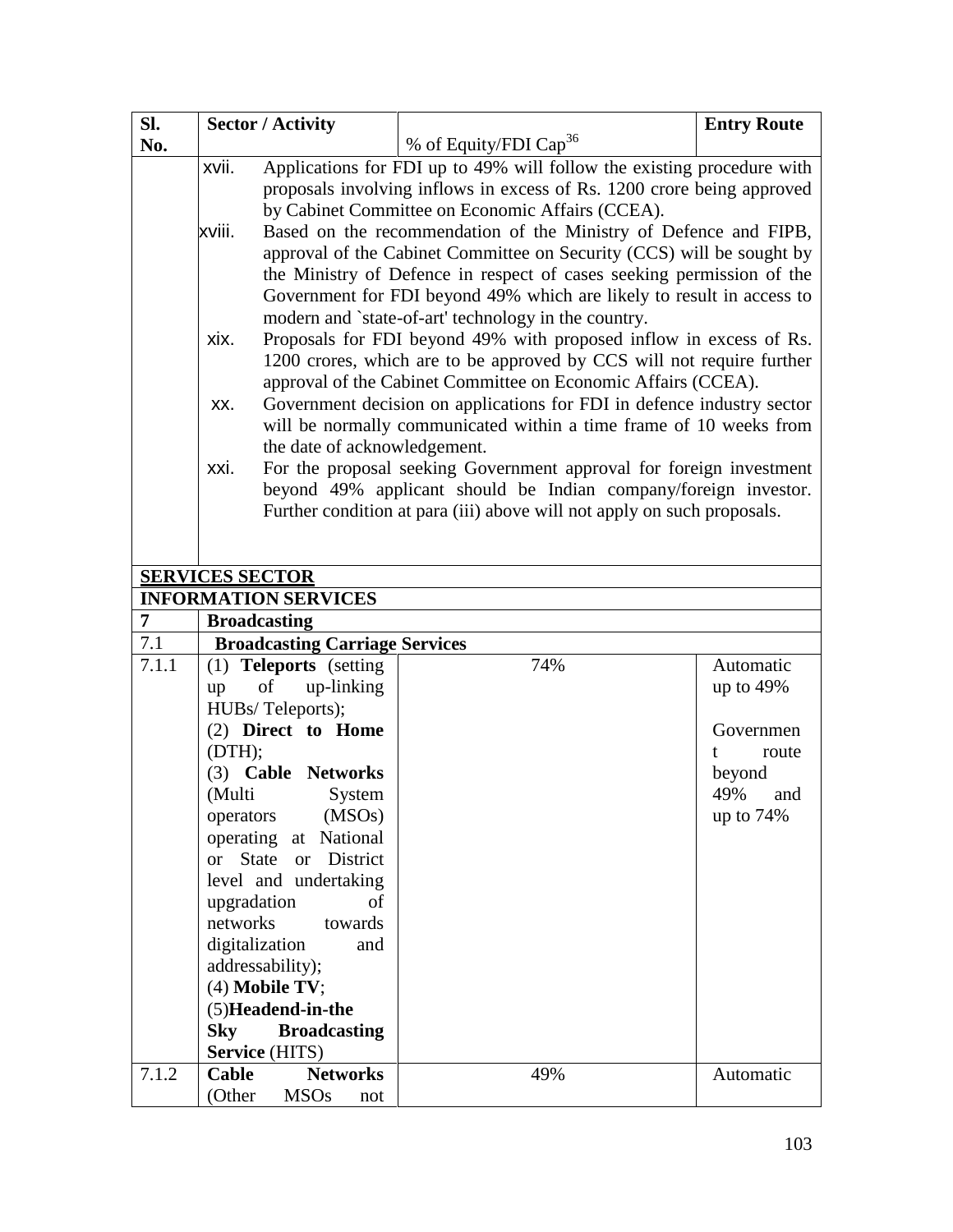| Sl. No. | Sector / Activity | % of Equity/FDI Cap[36] | Entry Route |
|---|---|---|---|
| | xvii. Applications for FDI up to 49% will follow the existing procedure with proposals involving inflows in excess of Rs. 1200 crore being approved by Cabinet Committee on Economic Affairs (CCEA).<br>xviii. Based on the recommendation of the Ministry of Defence and FIPB, approval of the Cabinet Committee on Security (CCS) will be sought by the Ministry of Defence in respect of cases seeking permission of the Government for FDI beyond 49% which are likely to result in access to modern and `state-of-art' technology in the country.<br>xix. Proposals for FDI beyond 49% with proposed inflow in excess of Rs. 1200 crores, which are to be approved by CCS will not require further approval of the Cabinet Committee on Economic Affairs (CCEA).<br>xx. Government decision on applications for FDI in defence industry sector will be normally communicated within a time frame of 10 weeks from the date of acknowledgement.<br>xxi. For the proposal seeking Government approval for foreign investment beyond 49% applicant should be Indian company/foreign investor. Further condition at para (iii) above will not apply on such proposals. | | |
| **SERVICES SECTOR** | | | |
| **INFORMATION SERVICES** | | | |
| **7** | **Broadcasting** | | |
| 7.1 | **Broadcasting Carriage Services** | | |
| 7.1.1 | (1) **Teleports** (setting up of up-linking HUBs/ Teleports);<br>(2) **Direct to Home** (DTH);<br>(3) **Cable Networks** (Multi System operators (MSOs) operating at National or State or District level and undertaking upgradation of networks towards digitalization and addressability);<br>(4) **Mobile TV**;<br>(5)**Headend-in-the Sky Broadcasting Service** (HITS) | 74% | Automatic up to 49%<br><br>Government route beyond 49% and up to 74% |
| 7.1.2 | **Cable Networks** (Other MSOs not | 49% | Automatic |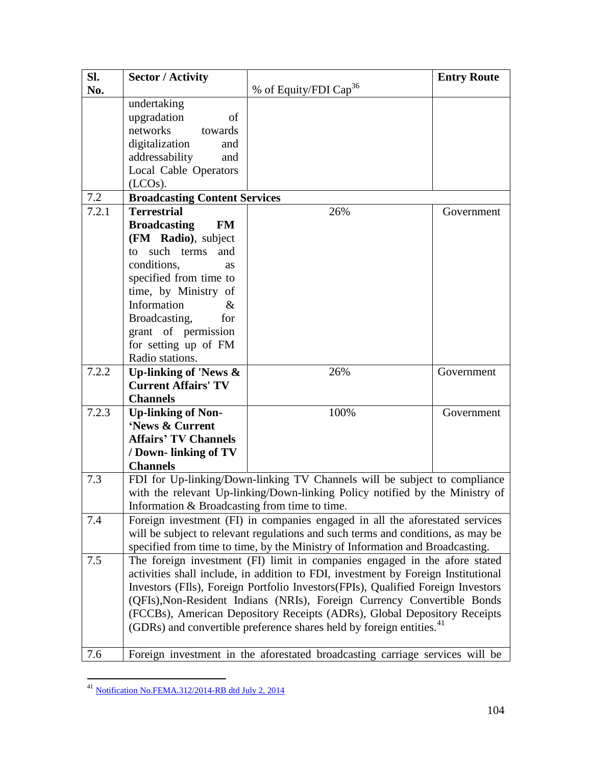| Sl. No. | Sector / Activity | % of Equity/FDI Cap[36] | Entry Route |
|---|---|---|---|
| | undertaking upgradation of networks towards digitalization and addressability and Local Cable Operators (LCOs). | | |
| 7.2 | **Broadcasting Content Services** | | |
| 7.2.1 | **Terrestrial Broadcasting FM (FM Radio)**, subject to such terms and conditions, as specified from time to time, by Ministry of Information & Broadcasting, for grant of permission for setting up of FM Radio stations. | 26% | Government |
| 7.2.2 | **Up-linking of 'News & Current Affairs' TV Channels** | 26% | Government |
| 7.2.3 | **Up-linking of Non-'News & Current Affairs' TV Channels / Down- linking of TV Channels** | 100% | Government |
| 7.3 | FDI for Up-linking/Down-linking TV Channels will be subject to compliance with the relevant Up-linking/Down-linking Policy notified by the Ministry of Information & Broadcasting from time to time. | | |
| 7.4 | Foreign investment (FI) in companies engaged in all the aforestated services will be subject to relevant regulations and such terms and conditions, as may be specified from time to time, by the Ministry of Information and Broadcasting. | | |
| 7.5 | The foreign investment (FI) limit in companies engaged in the afore stated activities shall include, in addition to FDI, investment by Foreign Institutional Investors (FIIs), Foreign Portfolio Investors(FPIs), Qualified Foreign Investors (QFIs),Non-Resident Indians (NRIs), Foreign Currency Convertible Bonds (FCCBs), American Depository Receipts (ADRs), Global Depository Receipts (GDRs) and convertible preference shares held by foreign entities.[41] | | |
| 7.6 | Foreign investment in the aforestated broadcasting carriage services will be | | |

[41] Notification No.FEMA.312/2014-RB dtd July 2, 2014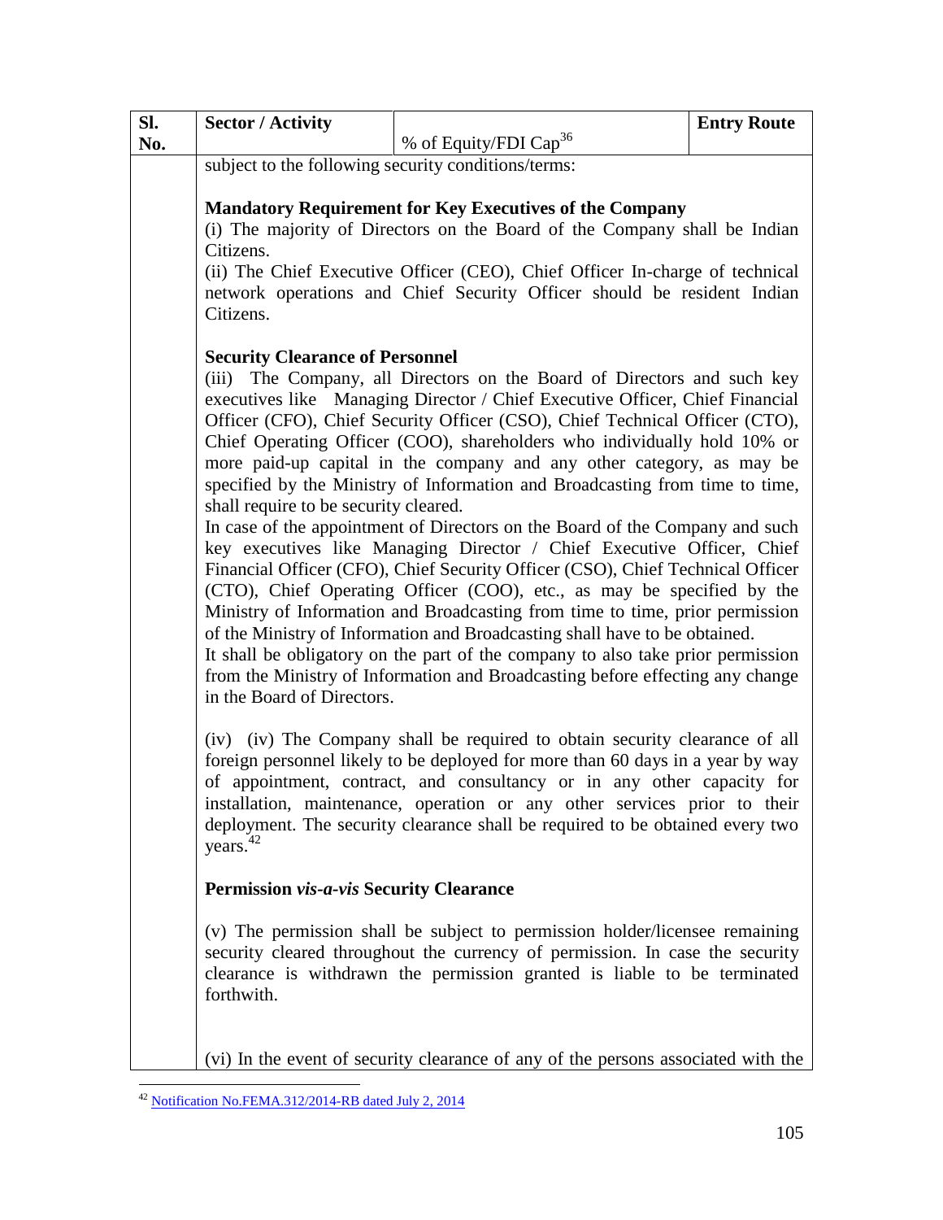| Sl. No. | Sector / Activity | % of Equity/FDI Cap[36] | Entry Route |
|---|---|---|---|
| | subject to the following security conditions/terms:<br><br>**Mandatory Requirement for Key Executives of the Company**<br>(i) The majority of Directors on the Board of the Company shall be Indian Citizens.<br>(ii) The Chief Executive Officer (CEO), Chief Officer In-charge of technical network operations and Chief Security Officer should be resident Indian Citizens.<br><br>**Security Clearance of Personnel**<br>(iii) The Company, all Directors on the Board of Directors and such key executives like Managing Director / Chief Executive Officer, Chief Financial Officer (CFO), Chief Security Officer (CSO), Chief Technical Officer (CTO), Chief Operating Officer (COO), shareholders who individually hold 10% or more paid-up capital in the company and any other category, as may be specified by the Ministry of Information and Broadcasting from time to time, shall require to be security cleared.<br>In case of the appointment of Directors on the Board of the Company and such key executives like Managing Director / Chief Executive Officer, Chief Financial Officer (CFO), Chief Security Officer (CSO), Chief Technical Officer (CTO), Chief Operating Officer (COO), etc., as may be specified by the Ministry of Information and Broadcasting from time to time, prior permission of the Ministry of Information and Broadcasting shall have to be obtained.<br>It shall be obligatory on the part of the company to also take prior permission from the Ministry of Information and Broadcasting before effecting any change in the Board of Directors.<br><br>(iv) (iv) The Company shall be required to obtain security clearance of all foreign personnel likely to be deployed for more than 60 days in a year by way of appointment, contract, and consultancy or in any other capacity for installation, maintenance, operation or any other services prior to their deployment. The security clearance shall be required to be obtained every two years.[42]<br><br>**Permission *vis-a-vis* Security Clearance**<br><br>(v) The permission shall be subject to permission holder/licensee remaining security cleared throughout the currency of permission. In case the security clearance is withdrawn the permission granted is liable to be terminated forthwith.<br><br>(vi) In the event of security clearance of any of the persons associated with the | | |

[42] Notification No.FEMA.312/2014-RB dated July 2, 2014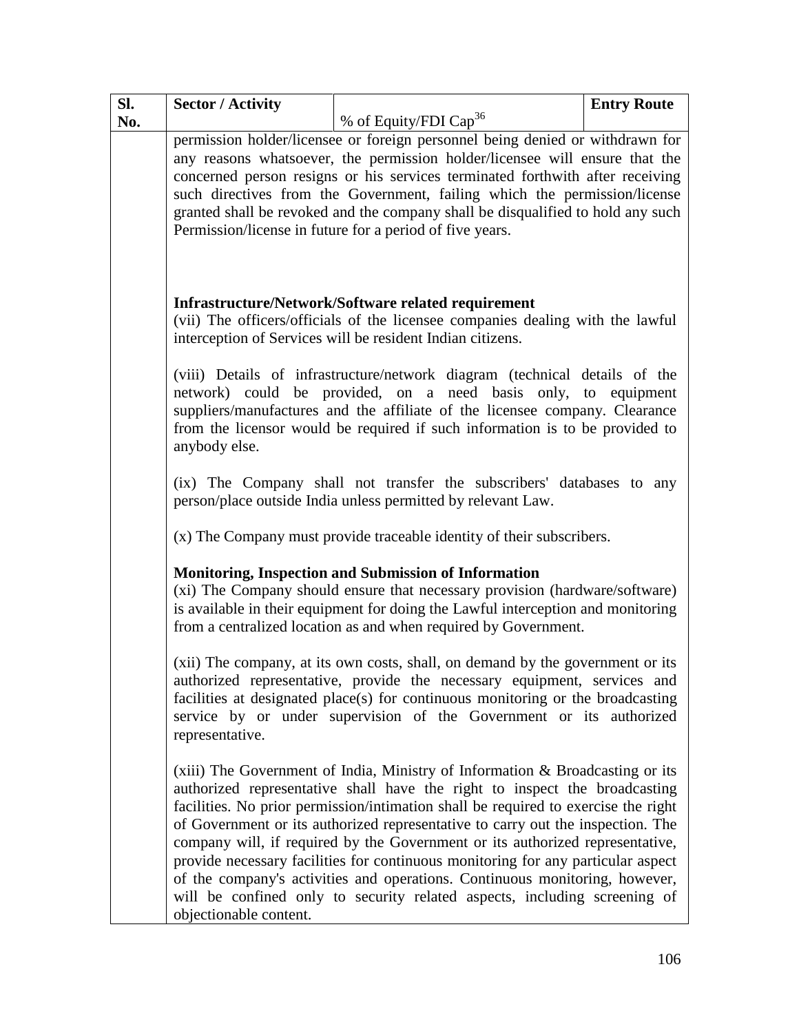| Sl. No. | Sector / Activity | % of Equity/FDI Cap[36] | Entry Route |
|---|---|---|---|
| | permission holder/licensee or foreign personnel being denied or withdrawn for any reasons whatsoever, the permission holder/licensee will ensure that the concerned person resigns or his services terminated forthwith after receiving such directives from the Government, failing which the permission/license granted shall be revoked and the company shall be disqualified to hold any such Permission/license in future for a period of five years.<br><br>**Infrastructure/Network/Software related requirement**<br>(vii) The officers/officials of the licensee companies dealing with the lawful interception of Services will be resident Indian citizens.<br><br>(viii) Details of infrastructure/network diagram (technical details of the network) could be provided, on a need basis only, to equipment suppliers/manufactures and the affiliate of the licensee company. Clearance from the licensor would be required if such information is to be provided to anybody else.<br><br>(ix) The Company shall not transfer the subscribers' databases to any person/place outside India unless permitted by relevant Law.<br><br>(x) The Company must provide traceable identity of their subscribers.<br><br>**Monitoring, Inspection and Submission of Information**<br>(xi) The Company should ensure that necessary provision (hardware/software) is available in their equipment for doing the Lawful interception and monitoring from a centralized location as and when required by Government.<br><br>(xii) The company, at its own costs, shall, on demand by the government or its authorized representative, provide the necessary equipment, services and facilities at designated place(s) for continuous monitoring or the broadcasting service by or under supervision of the Government or its authorized representative.<br><br>(xiii) The Government of India, Ministry of Information & Broadcasting or its authorized representative shall have the right to inspect the broadcasting facilities. No prior permission/intimation shall be required to exercise the right of Government or its authorized representative to carry out the inspection. The company will, if required by the Government or its authorized representative, provide necessary facilities for continuous monitoring for any particular aspect of the company's activities and operations. Continuous monitoring, however, will be confined only to security related aspects, including screening of objectionable content. | | |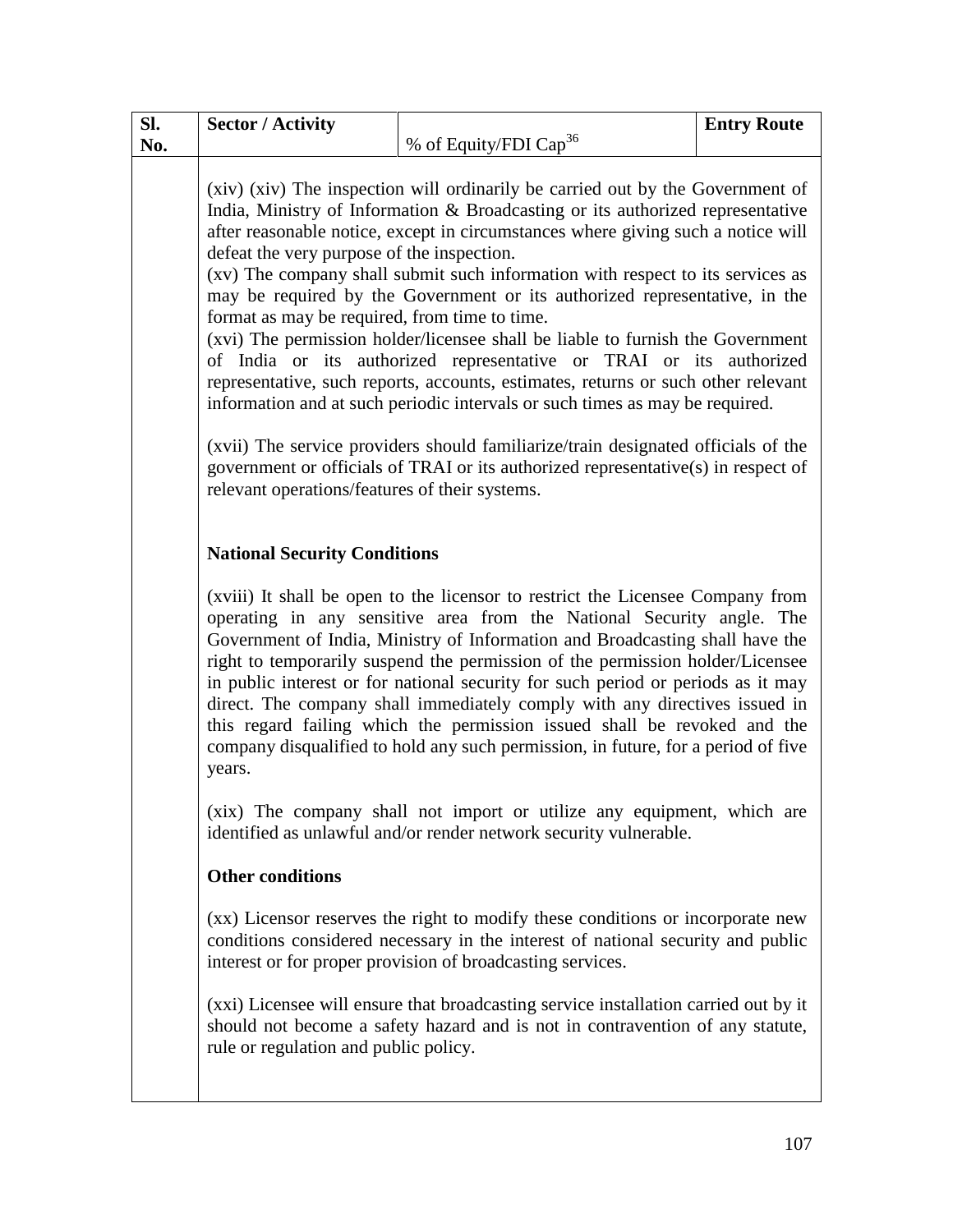| Sl. No. | Sector / Activity | % of Equity/FDI Cap[36] | Entry Route |
|---|---|---|---|

(xiv) (xiv) The inspection will ordinarily be carried out by the Government of India, Ministry of Information & Broadcasting or its authorized representative after reasonable notice, except in circumstances where giving such a notice will defeat the very purpose of the inspection.

(xv) The company shall submit such information with respect to its services as may be required by the Government or its authorized representative, in the format as may be required, from time to time.

(xvi) The permission holder/licensee shall be liable to furnish the Government of India or its authorized representative or TRAI or its authorized representative, such reports, accounts, estimates, returns or such other relevant information and at such periodic intervals or such times as may be required.

(xvii) The service providers should familiarize/train designated officials of the government or officials of TRAI or its authorized representative(s) in respect of relevant operations/features of their systems.

**National Security Conditions**

(xviii) It shall be open to the licensor to restrict the Licensee Company from operating in any sensitive area from the National Security angle. The Government of India, Ministry of Information and Broadcasting shall have the right to temporarily suspend the permission of the permission holder/Licensee in public interest or for national security for such period or periods as it may direct. The company shall immediately comply with any directives issued in this regard failing which the permission issued shall be revoked and the company disqualified to hold any such permission, in future, for a period of five years.

(xix) The company shall not import or utilize any equipment, which are identified as unlawful and/or render network security vulnerable.

**Other conditions**

(xx) Licensor reserves the right to modify these conditions or incorporate new conditions considered necessary in the interest of national security and public interest or for proper provision of broadcasting services.

(xxi) Licensee will ensure that broadcasting service installation carried out by it should not become a safety hazard and is not in contravention of any statute, rule or regulation and public policy.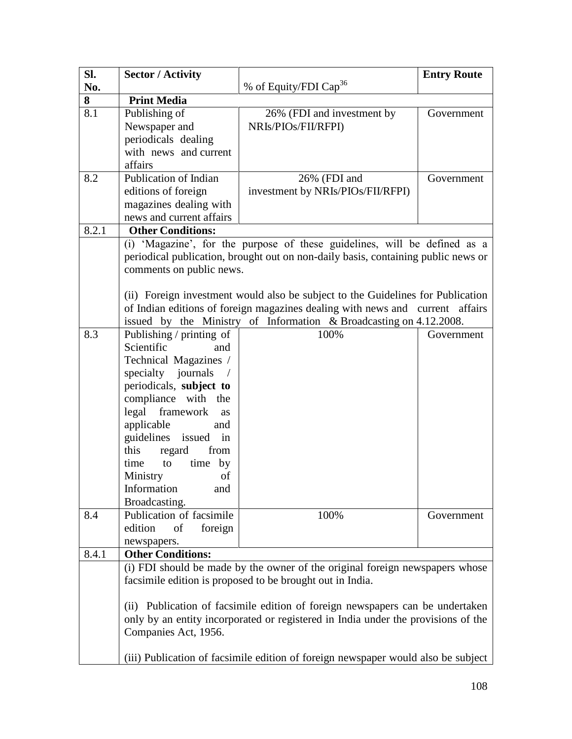| Sl. No. | Sector / Activity | % of Equity/FDI Cap[36] | Entry Route |
|---|---|---|---|
| **8** | **Print Media** | | |
| 8.1 | Publishing of Newspaper and periodicals dealing with news and current affairs | 26% (FDI and investment by NRIs/PIOs/FII/RFPI) | Government |
| 8.2 | Publication of Indian editions of foreign magazines dealing with news and current affairs | 26% (FDI and investment by NRIs/PIOs/FII/RFPI) | Government |
| 8.2.1 | **Other Conditions:** | | |
| | (i) 'Magazine', for the purpose of these guidelines, will be defined as a periodical publication, brought out on non-daily basis, containing public news or comments on public news.<br><br>(ii) Foreign investment would also be subject to the Guidelines for Publication of Indian editions of foreign magazines dealing with news and current affairs issued by the Ministry of Information & Broadcasting on 4.12.2008. | | |
| 8.3 | Publishing / printing of Scientific and Technical Magazines / specialty journals / periodicals, **subject to** compliance with the legal framework as applicable and guidelines issued in this regard from time to time by Ministry of Information and Broadcasting. | 100% | Government |
| 8.4 | Publication of facsimile edition of foreign newspapers. | 100% | Government |
| 8.4.1 | **Other Conditions:** | | |
| | (i) FDI should be made by the owner of the original foreign newspapers whose facsimile edition is proposed to be brought out in India.<br><br>(ii) Publication of facsimile edition of foreign newspapers can be undertaken only by an entity incorporated or registered in India under the provisions of the Companies Act, 1956.<br><br>(iii) Publication of facsimile edition of foreign newspaper would also be subject | | |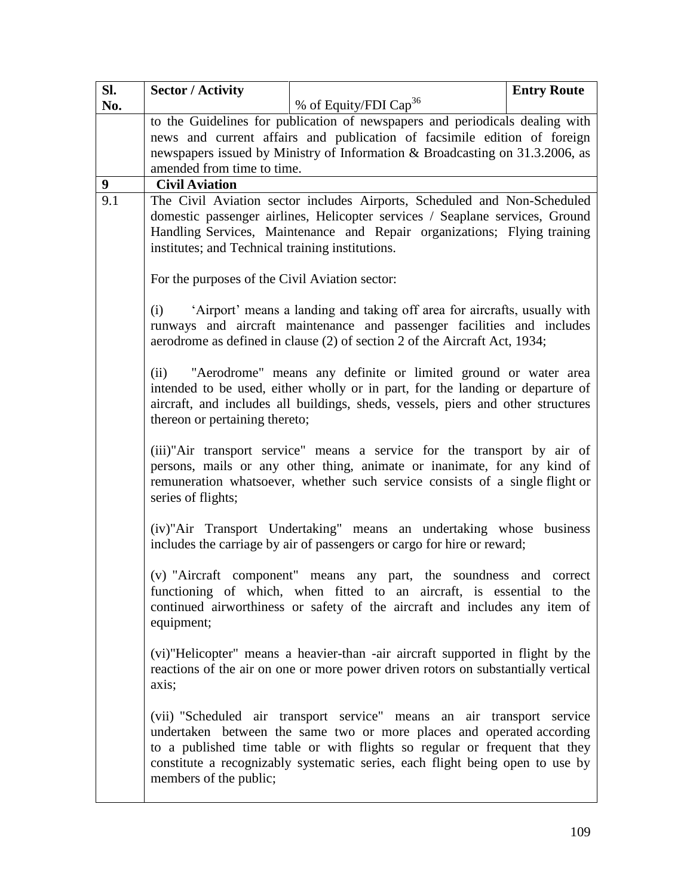| Sl. No. | Sector / Activity | % of Equity/FDI Cap[36] | Entry Route |
|---|---|---|---|
| | to the Guidelines for publication of newspapers and periodicals dealing with news and current affairs and publication of facsimile edition of foreign newspapers issued by Ministry of Information & Broadcasting on 31.3.2006, as amended from time to time. | | |
| **9** | **Civil Aviation** | | |
| 9.1 | The Civil Aviation sector includes Airports, Scheduled and Non-Scheduled domestic passenger airlines, Helicopter services / Seaplane services, Ground Handling Services, Maintenance and Repair organizations; Flying training institutes; and Technical training institutions.<br><br>For the purposes of the Civil Aviation sector:<br><br>(i) 'Airport' means a landing and taking off area for aircrafts, usually with runways and aircraft maintenance and passenger facilities and includes aerodrome as defined in clause (2) of section 2 of the Aircraft Act, 1934;<br><br>(ii) "Aerodrome" means any definite or limited ground or water area intended to be used, either wholly or in part, for the landing or departure of aircraft, and includes all buildings, sheds, vessels, piers and other structures thereon or pertaining thereto;<br><br>(iii)"Air transport service" means a service for the transport by air of persons, mails or any other thing, animate or inanimate, for any kind of remuneration whatsoever, whether such service consists of a single flight or series of flights;<br><br>(iv)"Air Transport Undertaking" means an undertaking whose business includes the carriage by air of passengers or cargo for hire or reward;<br><br>(v) "Aircraft component" means any part, the soundness and correct functioning of which, when fitted to an aircraft, is essential to the continued airworthiness or safety of the aircraft and includes any item of equipment;<br><br>(vi)"Helicopter" means a heavier-than -air aircraft supported in flight by the reactions of the air on one or more power driven rotors on substantially vertical axis;<br><br>(vii) "Scheduled air transport service" means an air transport service undertaken between the same two or more places and operated according to a published time table or with flights so regular or frequent that they constitute a recognizably systematic series, each flight being open to use by members of the public; | | |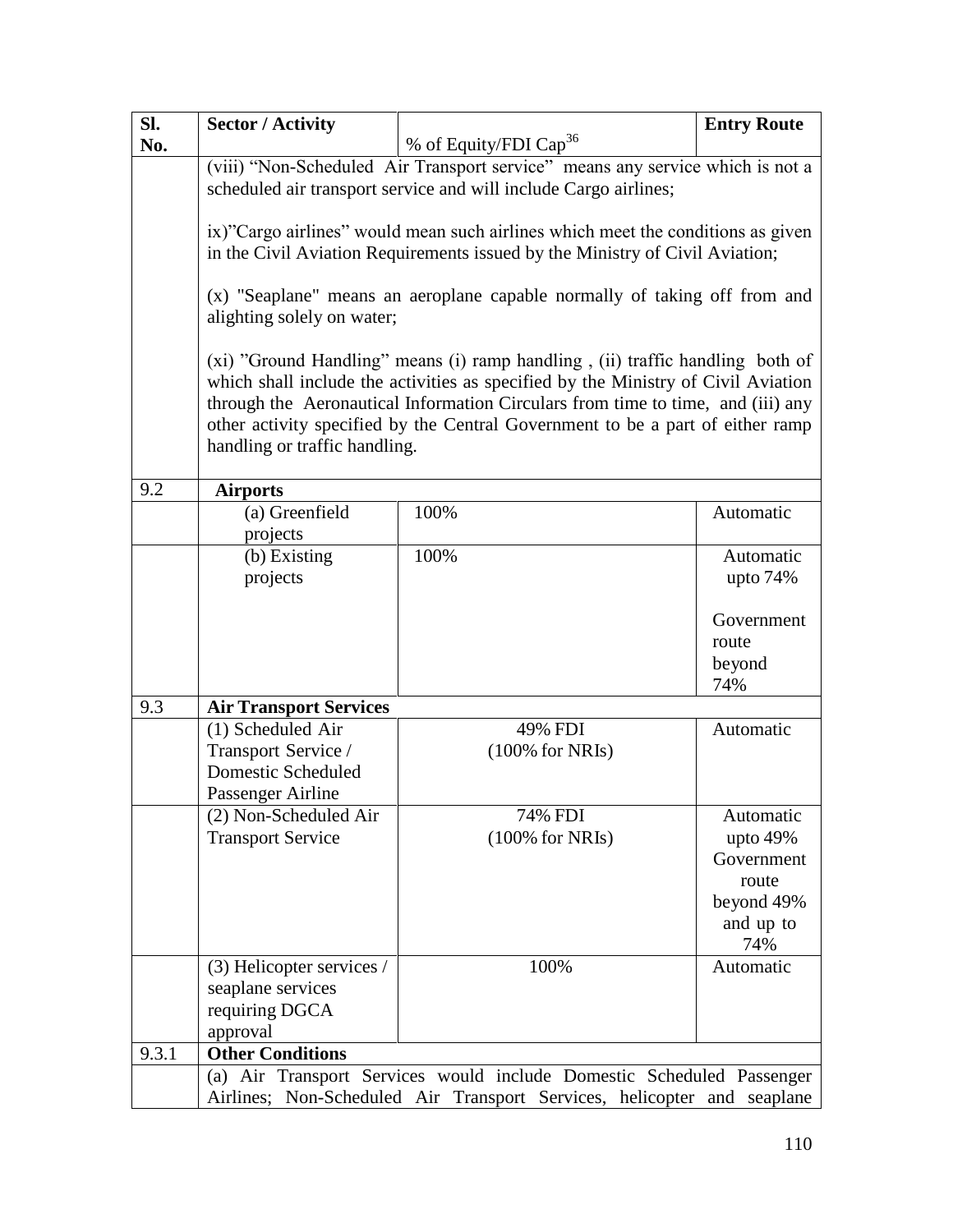| Sl. No. | Sector / Activity | % of Equity/FDI Cap[36] | Entry Route |
|---|---|---|---|
| | (viii) "Non-Scheduled Air Transport service" means any service which is not a scheduled air transport service and will include Cargo airlines;<br><br>ix)"Cargo airlines" would mean such airlines which meet the conditions as given in the Civil Aviation Requirements issued by the Ministry of Civil Aviation;<br><br>(x) "Seaplane" means an aeroplane capable normally of taking off from and alighting solely on water;<br><br>(xi) "Ground Handling" means (i) ramp handling , (ii) traffic handling both of which shall include the activities as specified by the Ministry of Civil Aviation through the Aeronautical Information Circulars from time to time, and (iii) any other activity specified by the Central Government to be a part of either ramp handling or traffic handling. | | |
| 9.2 | **Airports** | | |
| | (a) Greenfield projects | 100% | Automatic |
| | (b) Existing projects | 100% | Automatic upto 74%<br><br>Government route beyond 74% |
| 9.3 | **Air Transport Services** | | |
| | (1) Scheduled Air Transport Service / Domestic Scheduled Passenger Airline | 49% FDI<br>(100% for NRIs) | Automatic |
| | (2) Non-Scheduled Air Transport Service | 74% FDI<br>(100% for NRIs) | Automatic upto 49% Government route beyond 49% and up to 74% |
| | (3) Helicopter services / seaplane services requiring DGCA approval | 100% | Automatic |
| 9.3.1 | **Other Conditions** | | |
| | (a) Air Transport Services would include Domestic Scheduled Passenger Airlines; Non-Scheduled Air Transport Services, helicopter and seaplane | | |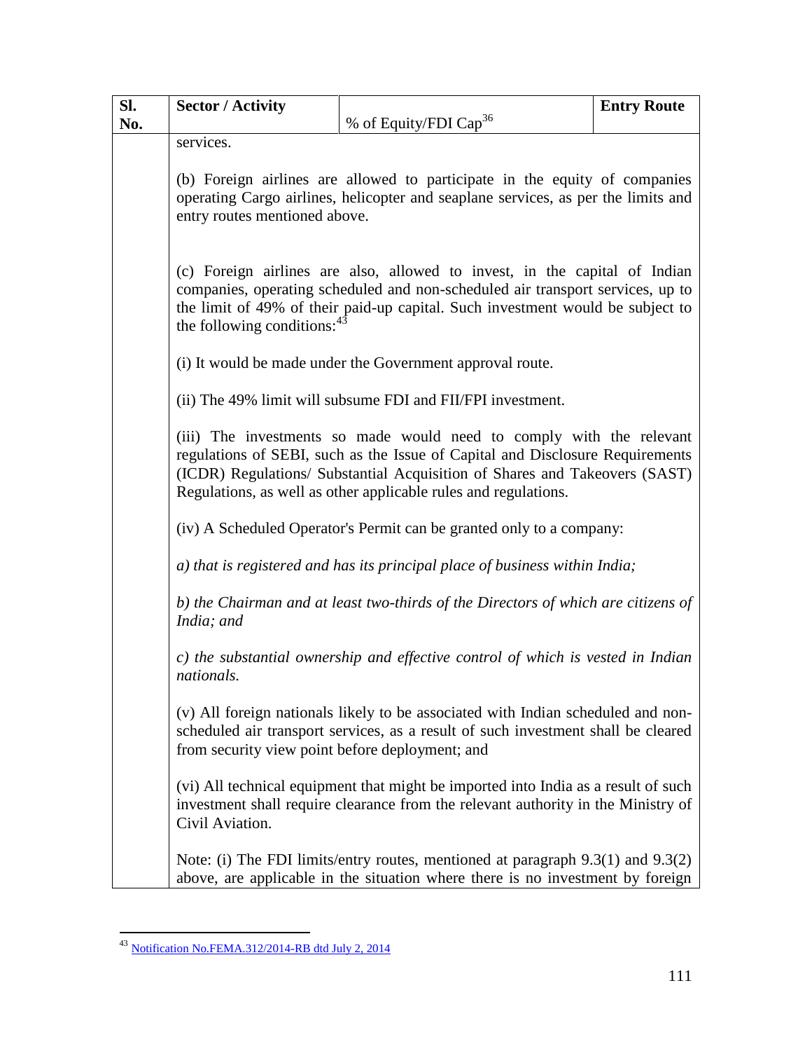| Sl. No. | Sector / Activity | % of Equity/FDI Cap[36] | Entry Route |
|---|---|---|---|
| | services.<br><br>(b) Foreign airlines are allowed to participate in the equity of companies operating Cargo airlines, helicopter and seaplane services, as per the limits and entry routes mentioned above.<br><br>(c) Foreign airlines are also, allowed to invest, in the capital of Indian companies, operating scheduled and non-scheduled air transport services, up to the limit of 49% of their paid-up capital. Such investment would be subject to the following conditions:[43]<br><br>(i) It would be made under the Government approval route.<br><br>(ii) The 49% limit will subsume FDI and FII/FPI investment.<br><br>(iii) The investments so made would need to comply with the relevant regulations of SEBI, such as the Issue of Capital and Disclosure Requirements (ICDR) Regulations/ Substantial Acquisition of Shares and Takeovers (SAST) Regulations, as well as other applicable rules and regulations.<br><br>(iv) A Scheduled Operator's Permit can be granted only to a company:<br><br>*a) that is registered and has its principal place of business within India;*<br><br>*b) the Chairman and at least two-thirds of the Directors of which are citizens of India; and*<br><br>*c) the substantial ownership and effective control of which is vested in Indian nationals.*<br><br>(v) All foreign nationals likely to be associated with Indian scheduled and non-scheduled air transport services, as a result of such investment shall be cleared from security view point before deployment; and<br><br>(vi) All technical equipment that might be imported into India as a result of such investment shall require clearance from the relevant authority in the Ministry of Civil Aviation.<br><br>Note: (i) The FDI limits/entry routes, mentioned at paragraph 9.3(1) and 9.3(2) above, are applicable in the situation where there is no investment by foreign | | |

[43] Notification No.FEMA.312/2014-RB dtd July 2, 2014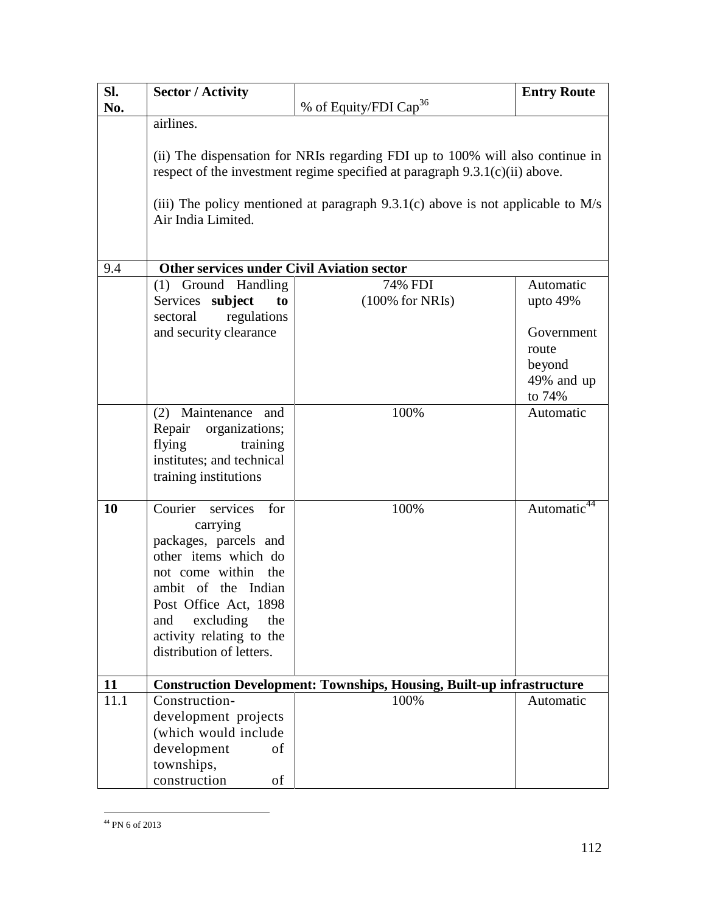| Sl. No. | Sector / Activity | % of Equity/FDI Cap[36] | Entry Route |
|---|---|---|---|
| | airlines.<br><br>(ii) The dispensation for NRIs regarding FDI up to 100% will also continue in respect of the investment regime specified at paragraph 9.3.1(c)(ii) above.<br><br>(iii) The policy mentioned at paragraph 9.3.1(c) above is not applicable to M/s Air India Limited. | | |
| 9.4 | **Other services under Civil Aviation sector** | | |
| | (1) Ground Handling Services **subject to** sectoral regulations and security clearance | 74% FDI<br>(100% for NRIs) | Automatic upto 49%<br><br>Government route beyond 49% and up to 74% |
| | (2) Maintenance and Repair organizations; flying training institutes; and technical training institutions | 100% | Automatic |
| **10** | Courier services for carrying packages, parcels and other items which do not come within the ambit of the Indian Post Office Act, 1898 and excluding the activity relating to the distribution of letters. | 100% | Automatic[44] |
| **11** | **Construction Development: Townships, Housing, Built-up infrastructure** | | |
| 11.1 | Construction-development projects (which would include development of townships, construction of | 100% | Automatic |

[44] PN 6 of 2013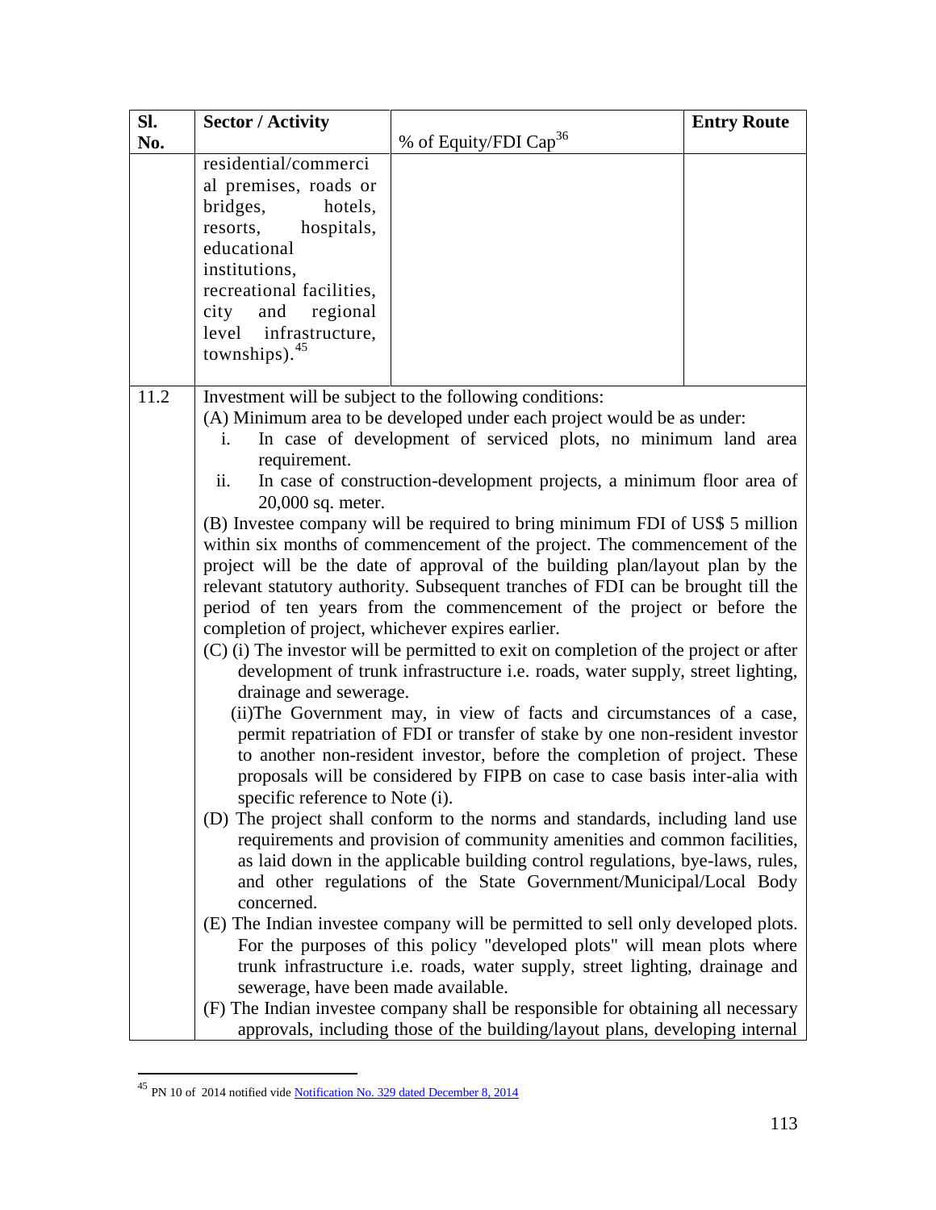| Sl. No. | Sector / Activity | % of Equity/FDI Cap[36] | Entry Route |
|---|---|---|---|
| | residential/commercial premises, roads or bridges, hotels, resorts, hospitals, educational institutions, recreational facilities, city and regional level infrastructure, townships).[45] | | |
| 11.2 | Investment will be subject to the following conditions:<br>(A) Minimum area to be developed under each project would be as under:<br>i. In case of development of serviced plots, no minimum land area requirement.<br>ii. In case of construction-development projects, a minimum floor area of 20,000 sq. meter.<br>(B) Investee company will be required to bring minimum FDI of US$ 5 million within six months of commencement of the project. The commencement of the project will be the date of approval of the building plan/layout plan by the relevant statutory authority. Subsequent tranches of FDI can be brought till the period of ten years from the commencement of the project or before the completion of project, whichever expires earlier.<br>(C) (i) The investor will be permitted to exit on completion of the project or after development of trunk infrastructure i.e. roads, water supply, street lighting, drainage and sewerage.<br>(ii)The Government may, in view of facts and circumstances of a case, permit repatriation of FDI or transfer of stake by one non-resident investor to another non-resident investor, before the completion of project. These proposals will be considered by FIPB on case to case basis inter-alia with specific reference to Note (i).<br>(D) The project shall conform to the norms and standards, including land use requirements and provision of community amenities and common facilities, as laid down in the applicable building control regulations, bye-laws, rules, and other regulations of the State Government/Municipal/Local Body concerned.<br>(E) The Indian investee company will be permitted to sell only developed plots. For the purposes of this policy "developed plots" will mean plots where trunk infrastructure i.e. roads, water supply, street lighting, drainage and sewerage, have been made available.<br>(F) The Indian investee company shall be responsible for obtaining all necessary approvals, including those of the building/layout plans, developing internal | | |

[45] PN 10 of 2014 notified vide Notification No. 329 dated December 8, 2014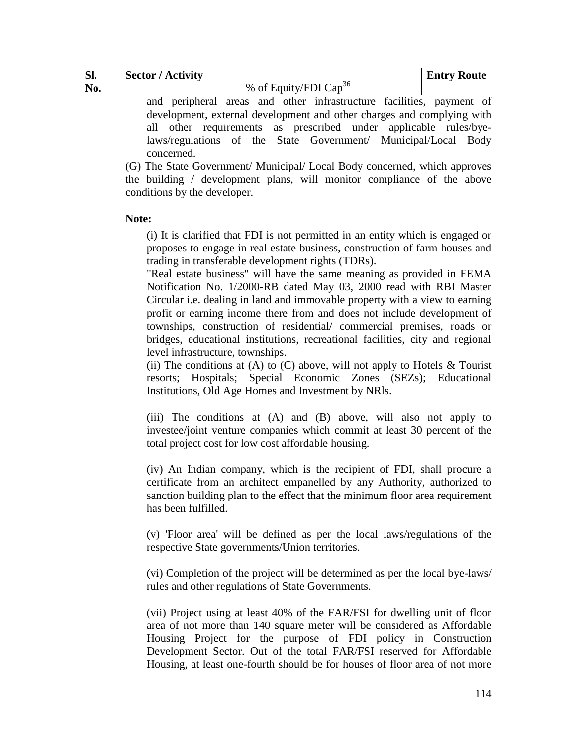| Sl. No. | Sector / Activity | % of Equity/FDI Cap[36] | Entry Route |
|---|---|---|---|
| | and peripheral areas and other infrastructure facilities, payment of development, external development and other charges and complying with all other requirements as prescribed under applicable rules/bye-laws/regulations of the State Government/ Municipal/Local Body concerned.<br><br>(G) The State Government/ Municipal/ Local Body concerned, which approves the building / development plans, will monitor compliance of the above conditions by the developer.<br><br>**Note:**<br><br>(i) It is clarified that FDI is not permitted in an entity which is engaged or proposes to engage in real estate business, construction of farm houses and trading in transferable development rights (TDRs).<br>"Real estate business" will have the same meaning as provided in FEMA Notification No. 1/2000-RB dated May 03, 2000 read with RBI Master Circular i.e. dealing in land and immovable property with a view to earning profit or earning income there from and does not include development of townships, construction of residential/ commercial premises, roads or bridges, educational institutions, recreational facilities, city and regional level infrastructure, townships.<br>(ii) The conditions at (A) to (C) above, will not apply to Hotels & Tourist resorts; Hospitals; Special Economic Zones (SEZs); Educational Institutions, Old Age Homes and Investment by NRIs.<br><br>(iii) The conditions at (A) and (B) above, will also not apply to investee/joint venture companies which commit at least 30 percent of the total project cost for low cost affordable housing.<br><br>(iv) An Indian company, which is the recipient of FDI, shall procure a certificate from an architect empanelled by any Authority, authorized to sanction building plan to the effect that the minimum floor area requirement has been fulfilled.<br><br>(v) 'Floor area' will be defined as per the local laws/regulations of the respective State governments/Union territories.<br><br>(vi) Completion of the project will be determined as per the local bye-laws/ rules and other regulations of State Governments.<br><br>(vii) Project using at least 40% of the FAR/FSI for dwelling unit of floor area of not more than 140 square meter will be considered as Affordable Housing Project for the purpose of FDI policy in Construction Development Sector. Out of the total FAR/FSI reserved for Affordable Housing, at least one-fourth should be for houses of floor area of not more | | |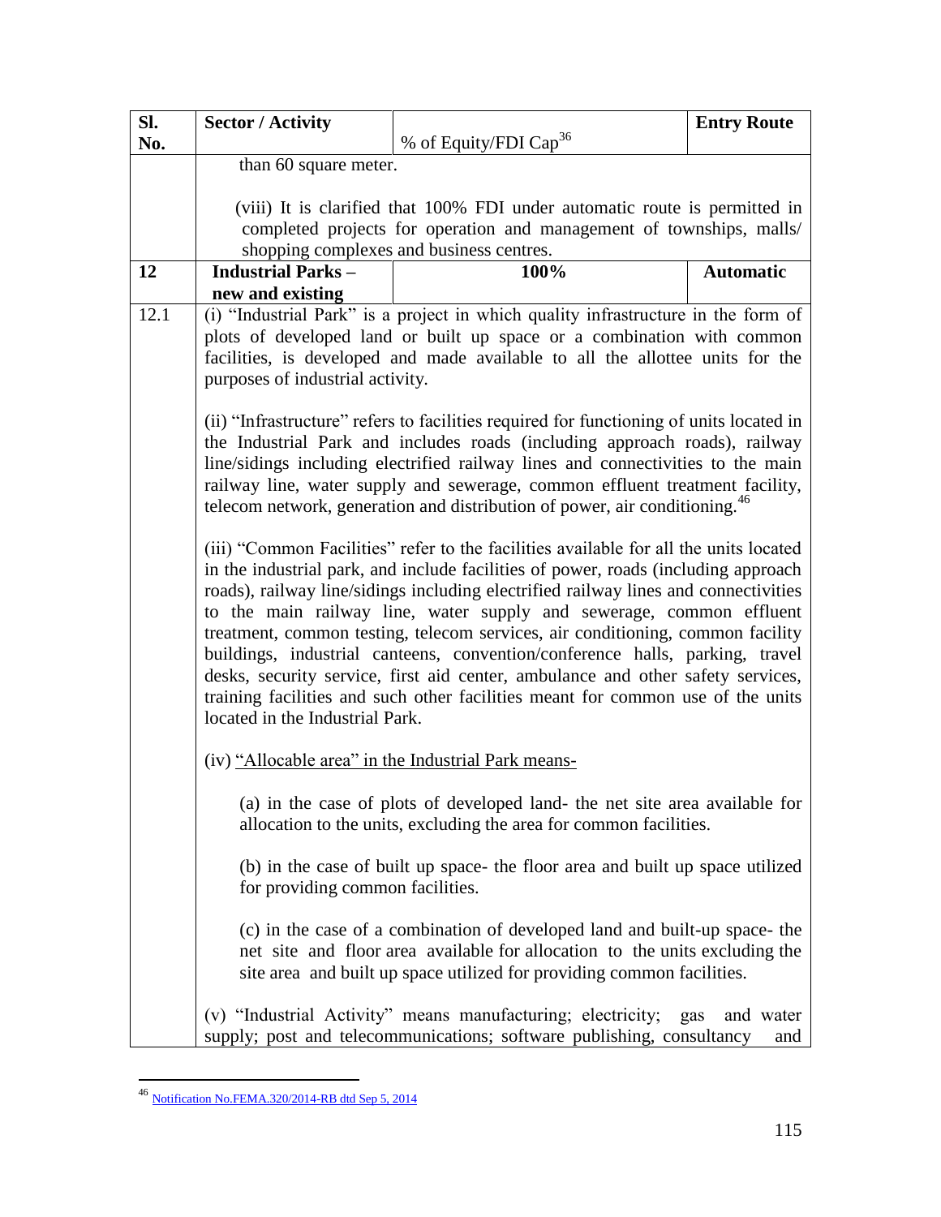| Sl. No. | Sector / Activity | % of Equity/FDI Cap[36] | Entry Route |
|---|---|---|---|
| | than 60 square meter.<br><br>(viii) It is clarified that 100% FDI under automatic route is permitted in completed projects for operation and management of townships, malls/ shopping complexes and business centres. | | |
| **12** | **Industrial Parks – new and existing** | **100%** | **Automatic** |
| 12.1 | (i) "Industrial Park" is a project in which quality infrastructure in the form of plots of developed land or built up space or a combination with common facilities, is developed and made available to all the allottee units for the purposes of industrial activity.<br><br>(ii) "Infrastructure" refers to facilities required for functioning of units located in the Industrial Park and includes roads (including approach roads), railway line/sidings including electrified railway lines and connectivities to the main railway line, water supply and sewerage, common effluent treatment facility, telecom network, generation and distribution of power, air conditioning.[46]<br><br>(iii) "Common Facilities" refer to the facilities available for all the units located in the industrial park, and include facilities of power, roads (including approach roads), railway line/sidings including electrified railway lines and connectivities to the main railway line, water supply and sewerage, common effluent treatment, common testing, telecom services, air conditioning, common facility buildings, industrial canteens, convention/conference halls, parking, travel desks, security service, first aid center, ambulance and other safety services, training facilities and such other facilities meant for common use of the units located in the Industrial Park.<br><br>(iv) "Allocable area" in the Industrial Park means-<br><br>(a) in the case of plots of developed land- the net site area available for allocation to the units, excluding the area for common facilities.<br><br>(b) in the case of built up space- the floor area and built up space utilized for providing common facilities.<br><br>(c) in the case of a combination of developed land and built-up space- the net site and floor area available for allocation to the units excluding the site area and built up space utilized for providing common facilities.<br><br>(v) "Industrial Activity" means manufacturing; electricity; gas and water supply; post and telecommunications; software publishing, consultancy and | | |

[46] Notification No.FEMA.320/2014-RB dtd Sep 5, 2014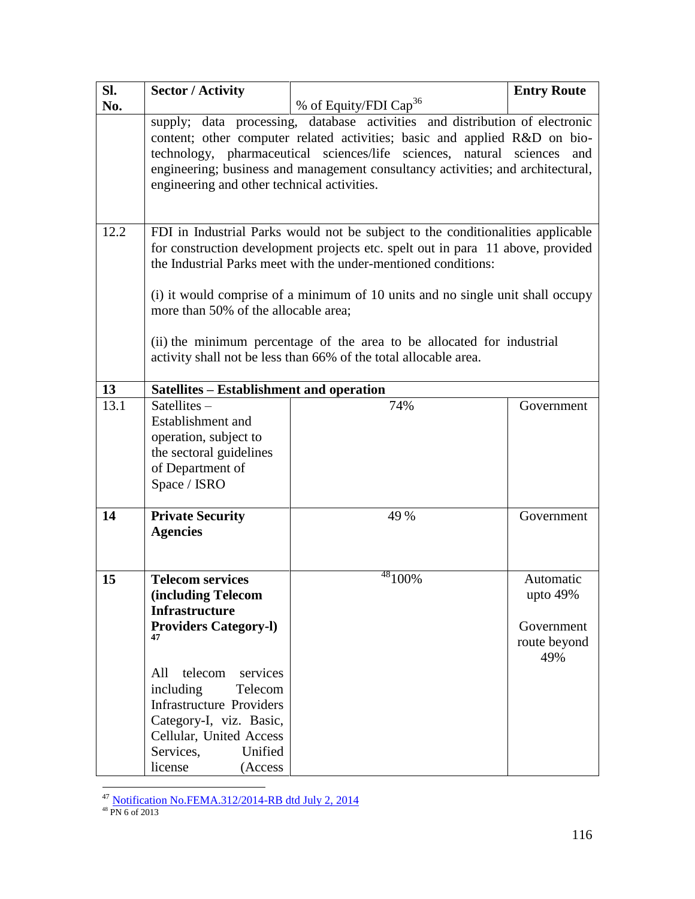| Sl. No. | Sector / Activity | % of Equity/FDI Cap[36] | Entry Route |
|---|---|---|---|
| | supply; data processing, database activities and distribution of electronic content; other computer related activities; basic and applied R&D on bio-technology, pharmaceutical sciences/life sciences, natural sciences and engineering; business and management consultancy activities; and architectural, engineering and other technical activities. | | |
| 12.2 | FDI in Industrial Parks would not be subject to the conditionalities applicable for construction development projects etc. spelt out in para 11 above, provided the Industrial Parks meet with the under-mentioned conditions:<br><br>(i) it would comprise of a minimum of 10 units and no single unit shall occupy more than 50% of the allocable area;<br><br>(ii) the minimum percentage of the area to be allocated for industrial activity shall not be less than 66% of the total allocable area. | | |
| **13** | **Satellites – Establishment and operation** | | |
| 13.1 | Satellites – Establishment and operation, subject to the sectoral guidelines of Department of Space / ISRO | 74% | Government |
| **14** | **Private Security Agencies** | 49 % | Government |
| **15** | **Telecom services (including Telecom Infrastructure Providers Category-I)** [47]<br><br>All telecom services including Telecom Infrastructure Providers Category-I, viz. Basic, Cellular, United Access Services, Unified license (Access | [48] 100% | Automatic upto 49%<br><br>Government route beyond 49% |

[47] Notification No.FEMA.312/2014-RB dtd July 2, 2014

[48] PN 6 of 2013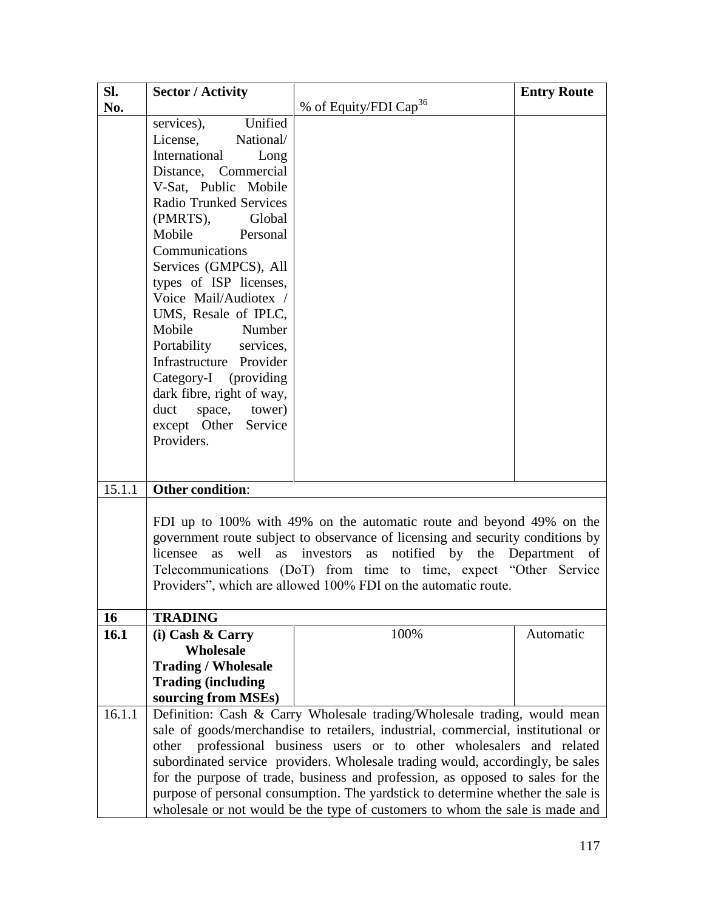| Sl. No. | Sector / Activity | % of Equity/FDI Cap[36] | Entry Route |
|---|---|---|---|
| | services), Unified License, National/ International Long Distance, Commercial V-Sat, Public Mobile Radio Trunked Services (PMRTS), Global Mobile Personal Communications Services (GMPCS), All types of ISP licenses, Voice Mail/Audiotex / UMS, Resale of IPLC, Mobile Number Portability services, Infrastructure Provider Category-I (providing dark fibre, right of way, duct space, tower) except Other Service Providers. | | |
| 15.1.1 | **Other condition**: | | |
| | FDI up to 100% with 49% on the automatic route and beyond 49% on the government route subject to observance of licensing and security conditions by licensee as well as investors as notified by the Department of Telecommunications (DoT) from time to time, expect "Other Service Providers", which are allowed 100% FDI on the automatic route. | | |
| **16** | **TRADING** | | |
| **16.1** | **(i) Cash & Carry Wholesale Trading / Wholesale Trading (including sourcing from MSEs)** | 100% | Automatic |
| 16.1.1 | Definition: Cash & Carry Wholesale trading/Wholesale trading, would mean sale of goods/merchandise to retailers, industrial, commercial, institutional or other professional business users or to other wholesalers and related subordinated service providers. Wholesale trading would, accordingly, be sales for the purpose of trade, business and profession, as opposed to sales for the purpose of personal consumption. The yardstick to determine whether the sale is wholesale or not would be the type of customers to whom the sale is made and | | |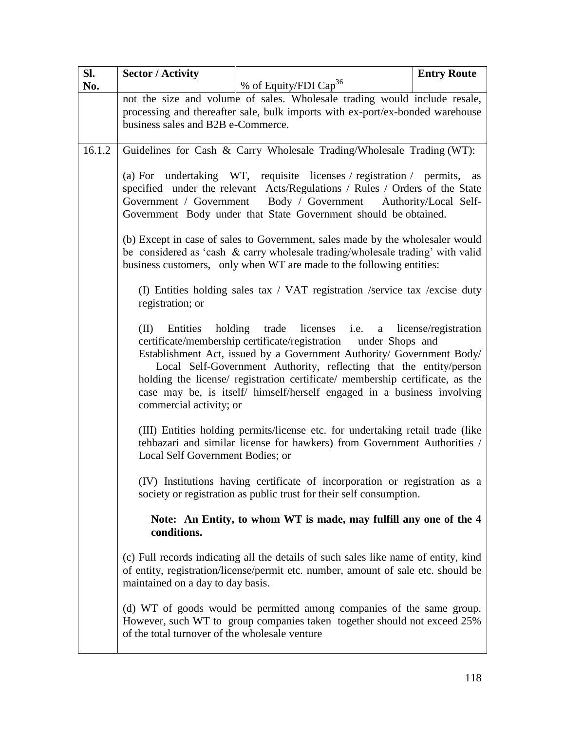| Sl. No. | Sector / Activity | % of Equity/FDI Cap[36] | Entry Route |
|---|---|---|---|
| | not the size and volume of sales. Wholesale trading would include resale, processing and thereafter sale, bulk imports with ex-port/ex-bonded warehouse business sales and B2B e-Commerce. | | |
| 16.1.2 | Guidelines for Cash & Carry Wholesale Trading/Wholesale Trading (WT):<br><br>(a) For undertaking WT, requisite licenses / registration / permits, as specified under the relevant Acts/Regulations / Rules / Orders of the State Government / Government Body / Government Authority/Local Self-Government Body under that State Government should be obtained.<br><br>(b) Except in case of sales to Government, sales made by the wholesaler would be considered as 'cash & carry wholesale trading/wholesale trading' with valid business customers, only when WT are made to the following entities:<br><br>(I) Entities holding sales tax / VAT registration /service tax /excise duty registration; or<br><br>(II) Entities holding trade licenses i.e. a license/registration certificate/membership certificate/registration under Shops and Establishment Act, issued by a Government Authority/ Government Body/ Local Self-Government Authority, reflecting that the entity/person holding the license/ registration certificate/ membership certificate, as the case may be, is itself/ himself/herself engaged in a business involving commercial activity; or<br><br>(III) Entities holding permits/license etc. for undertaking retail trade (like tehbazari and similar license for hawkers) from Government Authorities / Local Self Government Bodies; or<br><br>(IV) Institutions having certificate of incorporation or registration as a society or registration as public trust for their self consumption.<br><br>**Note: An Entity, to whom WT is made, may fulfill any one of the 4 conditions.**<br><br>(c) Full records indicating all the details of such sales like name of entity, kind of entity, registration/license/permit etc. number, amount of sale etc. should be maintained on a day to day basis.<br><br>(d) WT of goods would be permitted among companies of the same group. However, such WT to group companies taken together should not exceed 25% of the total turnover of the wholesale venture | | |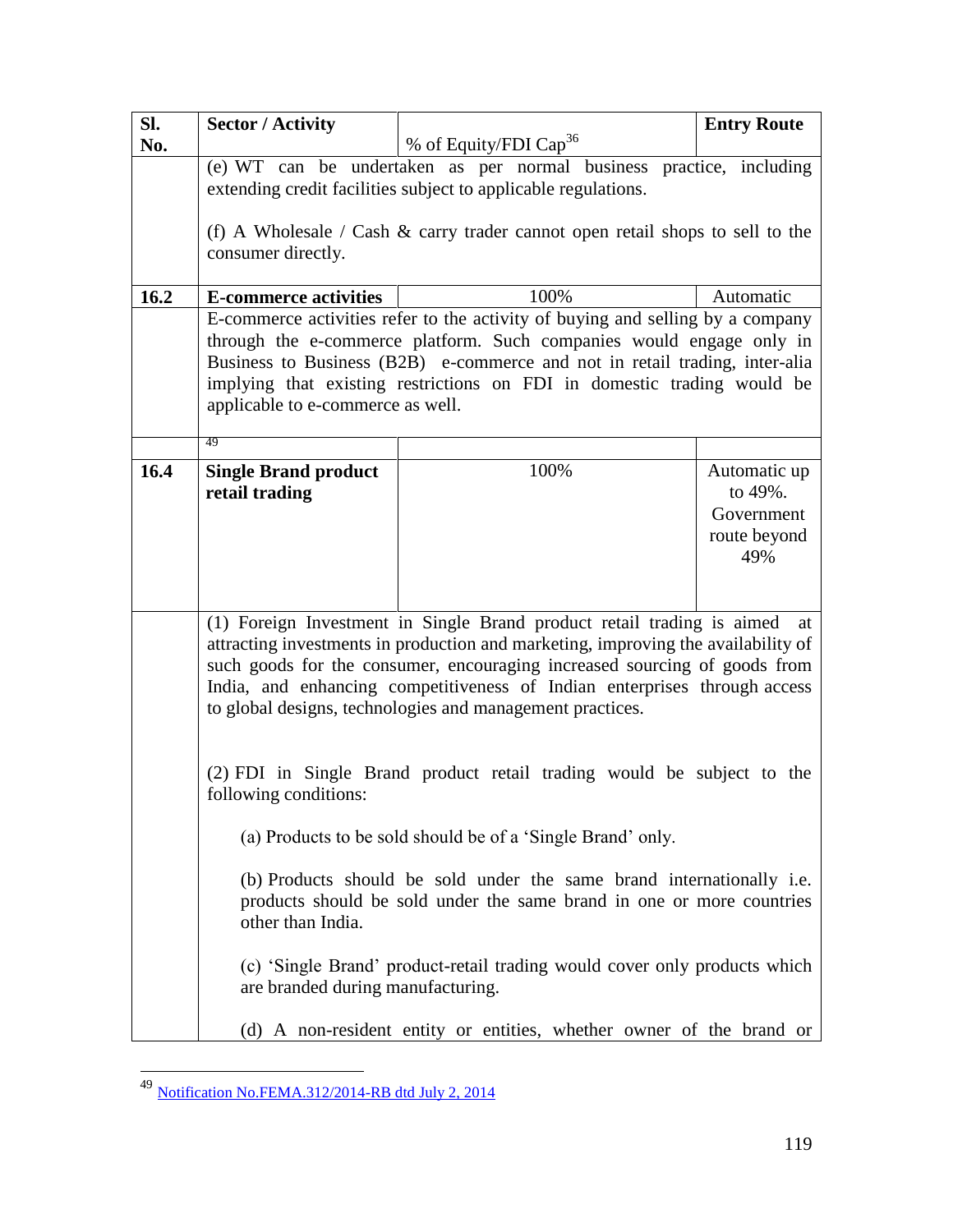| Sl. No. | Sector / Activity | % of Equity/FDI Cap[36] | Entry Route |
|---|---|---|---|
| | (e) WT can be undertaken as per normal business practice, including extending credit facilities subject to applicable regulations.<br><br>(f) A Wholesale / Cash & carry trader cannot open retail shops to sell to the consumer directly. | | |
| **16.2** | **E-commerce activities** | 100% | Automatic |
| | E-commerce activities refer to the activity of buying and selling by a company through the e-commerce platform. Such companies would engage only in Business to Business (B2B) e-commerce and not in retail trading, inter-alia implying that existing restrictions on FDI in domestic trading would be applicable to e-commerce as well. | | |
| | 49 | | |
| **16.4** | **Single Brand product retail trading** | 100% | Automatic up to 49%. Government route beyond 49% |
| | (1) Foreign Investment in Single Brand product retail trading is aimed at attracting investments in production and marketing, improving the availability of such goods for the consumer, encouraging increased sourcing of goods from India, and enhancing competitiveness of Indian enterprises through access to global designs, technologies and management practices.<br><br>(2) FDI in Single Brand product retail trading would be subject to the following conditions:<br><br>(a) Products to be sold should be of a 'Single Brand' only.<br><br>(b) Products should be sold under the same brand internationally i.e. products should be sold under the same brand in one or more countries other than India.<br><br>(c) 'Single Brand' product-retail trading would cover only products which are branded during manufacturing.<br><br>(d) A non-resident entity or entities, whether owner of the brand or | | |

[49] Notification No.FEMA.312/2014-RB dtd July 2, 2014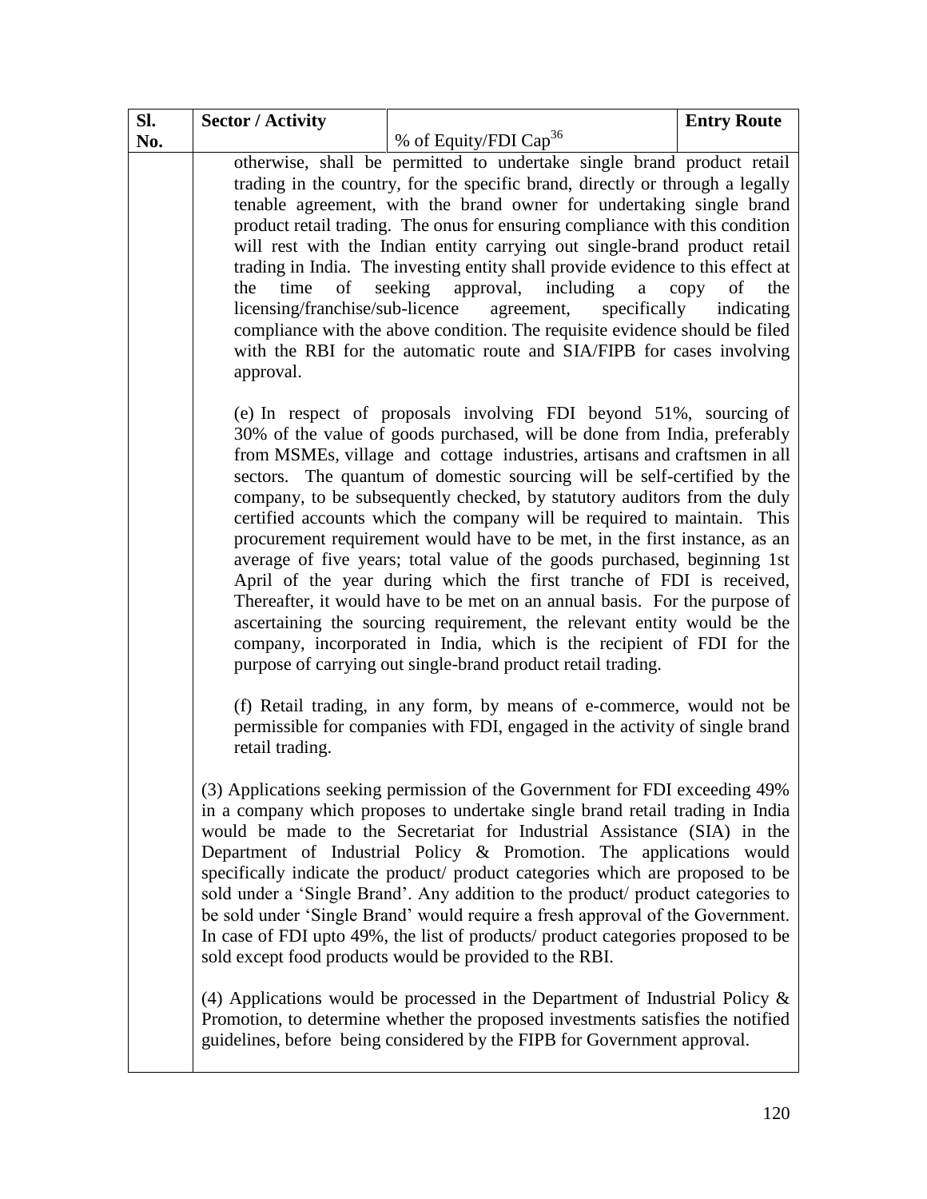| Sl. No. | Sector / Activity | % of Equity/FDI Cap[36] | Entry Route |
|---|---|---|---|
| | otherwise, shall be permitted to undertake single brand product retail trading in the country, for the specific brand, directly or through a legally tenable agreement, with the brand owner for undertaking single brand product retail trading. The onus for ensuring compliance with this condition will rest with the Indian entity carrying out single-brand product retail trading in India. The investing entity shall provide evidence to this effect at the time of seeking approval, including a copy of the licensing/franchise/sub-licence agreement, specifically indicating compliance with the above condition. The requisite evidence should be filed with the RBI for the automatic route and SIA/FIPB for cases involving approval.<br><br>(e) In respect of proposals involving FDI beyond 51%, sourcing of 30% of the value of goods purchased, will be done from India, preferably from MSMEs, village and cottage industries, artisans and craftsmen in all sectors. The quantum of domestic sourcing will be self-certified by the company, to be subsequently checked, by statutory auditors from the duly certified accounts which the company will be required to maintain. This procurement requirement would have to be met, in the first instance, as an average of five years; total value of the goods purchased, beginning 1st April of the year during which the first tranche of FDI is received, Thereafter, it would have to be met on an annual basis. For the purpose of ascertaining the sourcing requirement, the relevant entity would be the company, incorporated in India, which is the recipient of FDI for the purpose of carrying out single-brand product retail trading.<br><br>(f) Retail trading, in any form, by means of e-commerce, would not be permissible for companies with FDI, engaged in the activity of single brand retail trading.<br><br>(3) Applications seeking permission of the Government for FDI exceeding 49% in a company which proposes to undertake single brand retail trading in India would be made to the Secretariat for Industrial Assistance (SIA) in the Department of Industrial Policy & Promotion. The applications would specifically indicate the product/ product categories which are proposed to be sold under a 'Single Brand'. Any addition to the product/ product categories to be sold under 'Single Brand' would require a fresh approval of the Government. In case of FDI upto 49%, the list of products/ product categories proposed to be sold except food products would be provided to the RBI.<br><br>(4) Applications would be processed in the Department of Industrial Policy & Promotion, to determine whether the proposed investments satisfies the notified guidelines, before being considered by the FIPB for Government approval. | | |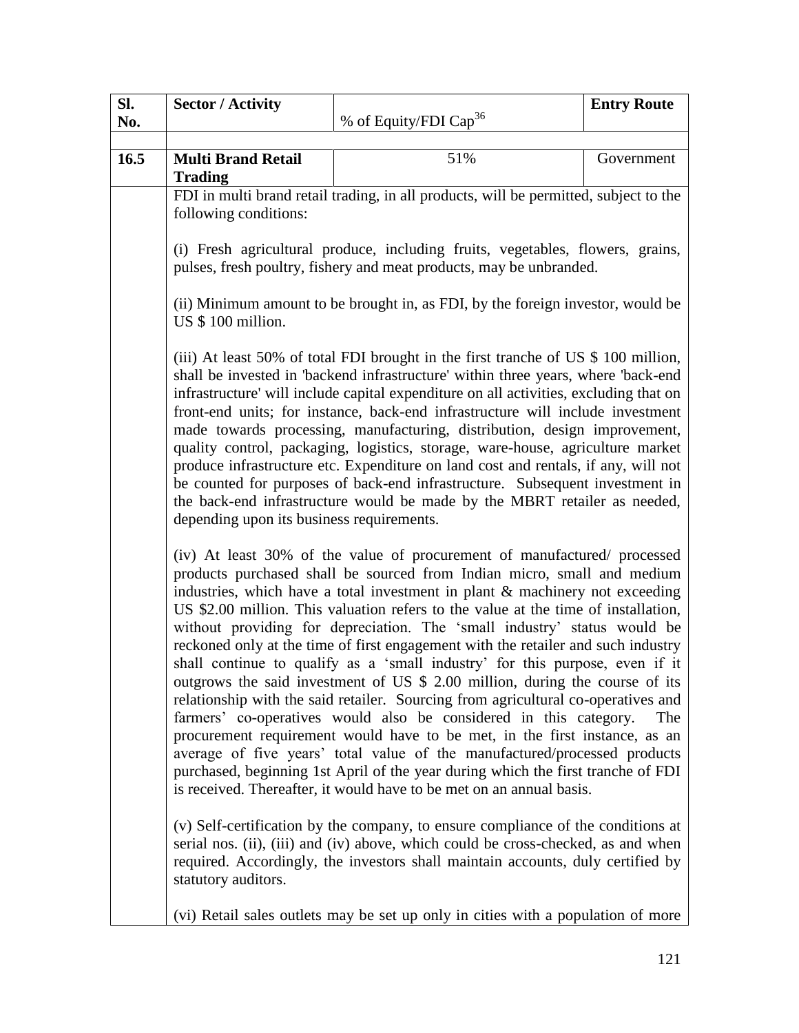| Sl. No. | Sector / Activity | % of Equity/FDI Cap[36] | Entry Route |
|---|---|---|---|
| | | | |
| 16.5 | **Multi Brand Retail Trading** | 51% | Government |
| | FDI in multi brand retail trading, in all products, will be permitted, subject to the following conditions:<br><br>(i) Fresh agricultural produce, including fruits, vegetables, flowers, grains, pulses, fresh poultry, fishery and meat products, may be unbranded.<br><br>(ii) Minimum amount to be brought in, as FDI, by the foreign investor, would be US $ 100 million.<br><br>(iii) At least 50% of total FDI brought in the first tranche of US $ 100 million, shall be invested in 'backend infrastructure' within three years, where 'back-end infrastructure' will include capital expenditure on all activities, excluding that on front-end units; for instance, back-end infrastructure will include investment made towards processing, manufacturing, distribution, design improvement, quality control, packaging, logistics, storage, ware-house, agriculture market produce infrastructure etc. Expenditure on land cost and rentals, if any, will not be counted for purposes of back-end infrastructure. Subsequent investment in the back-end infrastructure would be made by the MBRT retailer as needed, depending upon its business requirements.<br><br>(iv) At least 30% of the value of procurement of manufactured/ processed products purchased shall be sourced from Indian micro, small and medium industries, which have a total investment in plant & machinery not exceeding US $2.00 million. This valuation refers to the value at the time of installation, without providing for depreciation. The 'small industry' status would be reckoned only at the time of first engagement with the retailer and such industry shall continue to qualify as a 'small industry' for this purpose, even if it outgrows the said investment of US $ 2.00 million, during the course of its relationship with the said retailer. Sourcing from agricultural co-operatives and farmers' co-operatives would also be considered in this category. The procurement requirement would have to be met, in the first instance, as an average of five years' total value of the manufactured/processed products purchased, beginning 1st April of the year during which the first tranche of FDI is received. Thereafter, it would have to be met on an annual basis.<br><br>(v) Self-certification by the company, to ensure compliance of the conditions at serial nos. (ii), (iii) and (iv) above, which could be cross-checked, as and when required. Accordingly, the investors shall maintain accounts, duly certified by statutory auditors.<br><br>(vi) Retail sales outlets may be set up only in cities with a population of more | | |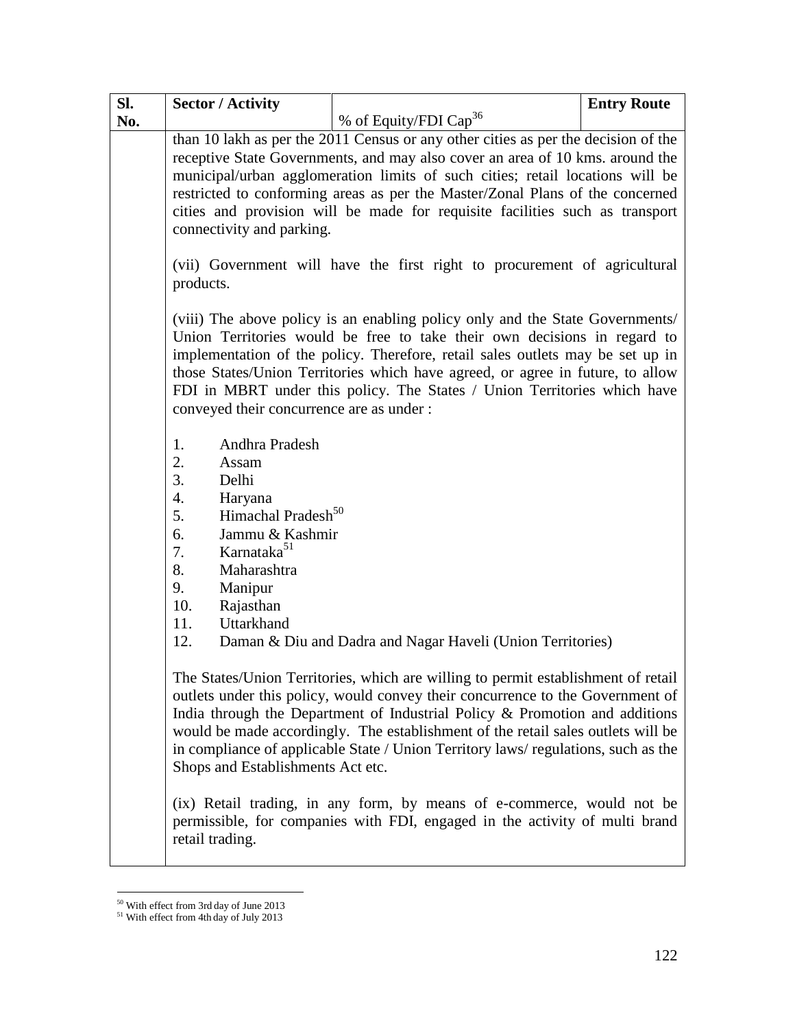| Sl. No. | Sector / Activity | % of Equity/FDI Cap[36] | Entry Route |
|---|---|---|---|
| | than 10 lakh as per the 2011 Census or any other cities as per the decision of the receptive State Governments, and may also cover an area of 10 kms. around the municipal/urban agglomeration limits of such cities; retail locations will be restricted to conforming areas as per the Master/Zonal Plans of the concerned cities and provision will be made for requisite facilities such as transport connectivity and parking.<br><br>(vii) Government will have the first right to procurement of agricultural products.<br><br>(viii) The above policy is an enabling policy only and the State Governments/ Union Territories would be free to take their own decisions in regard to implementation of the policy. Therefore, retail sales outlets may be set up in those States/Union Territories which have agreed, or agree in future, to allow FDI in MBRT under this policy. The States / Union Territories which have conveyed their concurrence are as under :<br><br>1. Andhra Pradesh<br>2. Assam<br>3. Delhi<br>4. Haryana<br>5. Himachal Pradesh[50]<br>6. Jammu & Kashmir<br>7. Karnataka[51]<br>8. Maharashtra<br>9. Manipur<br>10. Rajasthan<br>11. Uttarkhand<br>12. Daman & Diu and Dadra and Nagar Haveli (Union Territories)<br><br>The States/Union Territories, which are willing to permit establishment of retail outlets under this policy, would convey their concurrence to the Government of India through the Department of Industrial Policy & Promotion and additions would be made accordingly. The establishment of the retail sales outlets will be in compliance of applicable State / Union Territory laws/ regulations, such as the Shops and Establishments Act etc.<br><br>(ix) Retail trading, in any form, by means of e-commerce, would not be permissible, for companies with FDI, engaged in the activity of multi brand retail trading. | | |

[50] With effect from 3rd day of June 2013
[51] With effect from 4th day of July 2013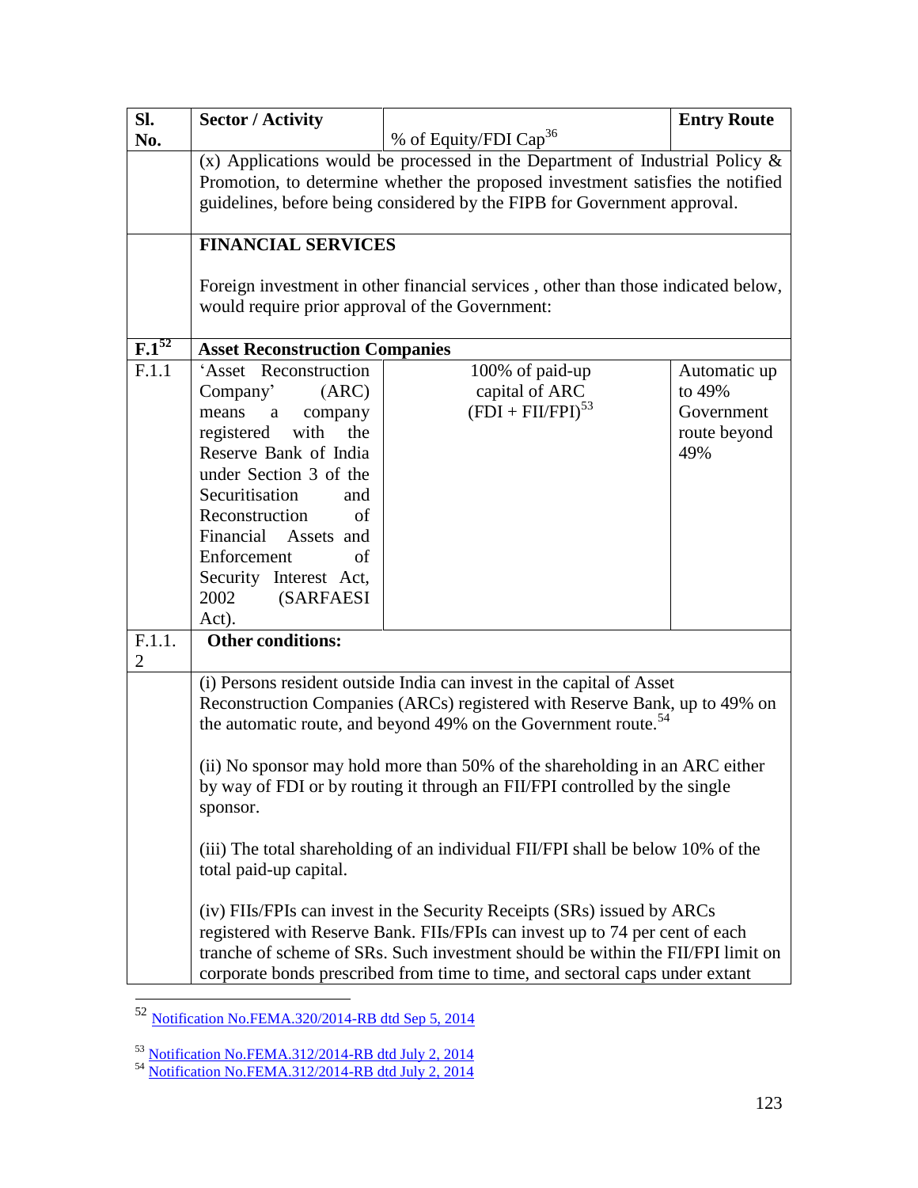| Sl. No. | Sector / Activity | % of Equity/FDI Cap[36] | Entry Route |
|---|---|---|---|
| | (x) Applications would be processed in the Department of Industrial Policy & Promotion, to determine whether the proposed investment satisfies the notified guidelines, before being considered by the FIPB for Government approval. | | |
| | **FINANCIAL SERVICES**<br><br>Foreign investment in other financial services , other than those indicated below, would require prior approval of the Government: | | |
| F.1[52] | **Asset Reconstruction Companies** | | |
| F.1.1 | 'Asset Reconstruction Company' (ARC) means a company registered with the Reserve Bank of India under Section 3 of the Securitisation and Reconstruction of Financial Assets and Enforcement of Security Interest Act, 2002 (SARFAESI Act). | 100% of paid-up capital of ARC (FDI + FII/FPI)[53] | Automatic up to 49% Government route beyond 49% |
| F.1.1.2 | **Other conditions:** | | |
| | (i) Persons resident outside India can invest in the capital of Asset Reconstruction Companies (ARCs) registered with Reserve Bank, up to 49% on the automatic route, and beyond 49% on the Government route.[54]<br><br>(ii) No sponsor may hold more than 50% of the shareholding in an ARC either by way of FDI or by routing it through an FII/FPI controlled by the single sponsor.<br><br>(iii) The total shareholding of an individual FII/FPI shall be below 10% of the total paid-up capital.<br><br>(iv) FIIs/FPIs can invest in the Security Receipts (SRs) issued by ARCs registered with Reserve Bank. FIIs/FPIs can invest up to 74 per cent of each tranche of scheme of SRs. Such investment should be within the FII/FPI limit on corporate bonds prescribed from time to time, and sectoral caps under extant | | |

[52] Notification No.FEMA.320/2014-RB dtd Sep 5, 2014

[53] Notification No.FEMA.312/2014-RB dtd July 2, 2014

[54] Notification No.FEMA.312/2014-RB dtd July 2, 2014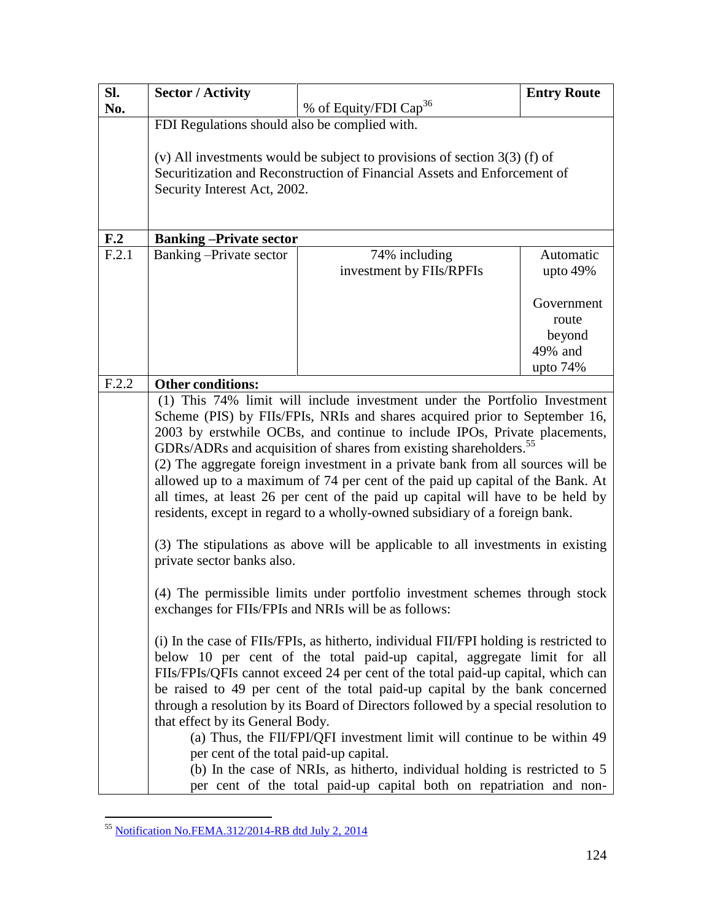| Sl. No. | Sector / Activity | % of Equity/FDI Cap[36] | Entry Route |
|---|---|---|---|
| | FDI Regulations should also be complied with.<br><br>(v) All investments would be subject to provisions of section 3(3) (f) of Securitization and Reconstruction of Financial Assets and Enforcement of Security Interest Act, 2002. | | |
| **F.2** | **Banking –Private sector** | | |
| F.2.1 | Banking –Private sector | 74% including investment by FIIs/RPFIs | Automatic upto 49%<br><br>Government route beyond 49% and upto 74% |
| F.2.2 | **Other conditions:** | | |
| | (1) This 74% limit will include investment under the Portfolio Investment Scheme (PIS) by FIIs/FPIs, NRIs and shares acquired prior to September 16, 2003 by erstwhile OCBs, and continue to include IPOs, Private placements, GDRs/ADRs and acquisition of shares from existing shareholders.[55]<br>(2) The aggregate foreign investment in a private bank from all sources will be allowed up to a maximum of 74 per cent of the paid up capital of the Bank. At all times, at least 26 per cent of the paid up capital will have to be held by residents, except in regard to a wholly-owned subsidiary of a foreign bank.<br><br>(3) The stipulations as above will be applicable to all investments in existing private sector banks also.<br><br>(4) The permissible limits under portfolio investment schemes through stock exchanges for FIIs/FPIs and NRIs will be as follows:<br><br>(i) In the case of FIIs/FPIs, as hitherto, individual FII/FPI holding is restricted to below 10 per cent of the total paid-up capital, aggregate limit for all FIIs/FPIs/QFIs cannot exceed 24 per cent of the total paid-up capital, which can be raised to 49 per cent of the total paid-up capital by the bank concerned through a resolution by its Board of Directors followed by a special resolution to that effect by its General Body.<br>(a) Thus, the FII/FPI/QFI investment limit will continue to be within 49 per cent of the total paid-up capital.<br>(b) In the case of NRIs, as hitherto, individual holding is restricted to 5 per cent of the total paid-up capital both on repatriation and non- | | |

[55] Notification No.FEMA.312/2014-RB dtd July 2, 2014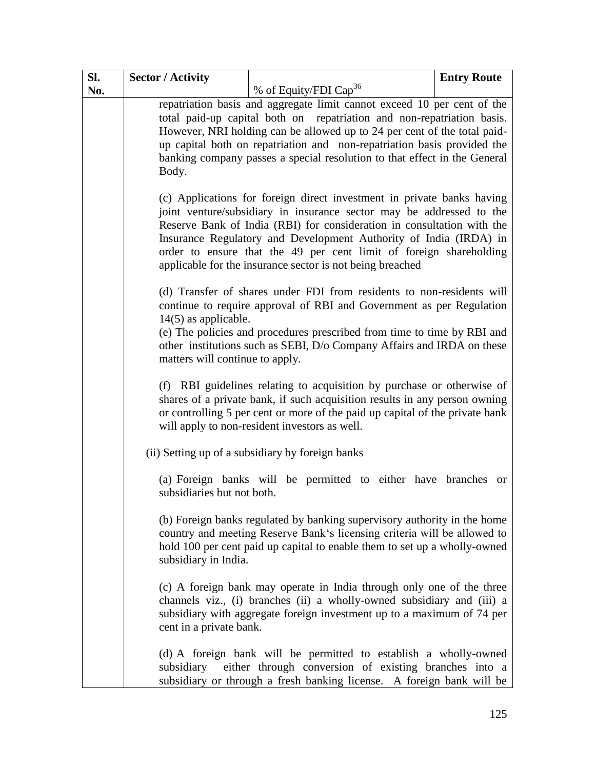| Sl. No. | Sector / Activity | % of Equity/FDI Cap[36] | Entry Route |
|---|---|---|---|
| | repatriation basis and aggregate limit cannot exceed 10 per cent of the total paid-up capital both on repatriation and non-repatriation basis. However, NRI holding can be allowed up to 24 per cent of the total paid-up capital both on repatriation and non-repatriation basis provided the banking company passes a special resolution to that effect in the General Body.<br><br>(c) Applications for foreign direct investment in private banks having joint venture/subsidiary in insurance sector may be addressed to the Reserve Bank of India (RBI) for consideration in consultation with the Insurance Regulatory and Development Authority of India (IRDA) in order to ensure that the 49 per cent limit of foreign shareholding applicable for the insurance sector is not being breached<br><br>(d) Transfer of shares under FDI from residents to non-residents will continue to require approval of RBI and Government as per Regulation 14(5) as applicable.<br>(e) The policies and procedures prescribed from time to time by RBI and other institutions such as SEBI, D/o Company Affairs and IRDA on these matters will continue to apply.<br><br>(f) RBI guidelines relating to acquisition by purchase or otherwise of shares of a private bank, if such acquisition results in any person owning or controlling 5 per cent or more of the paid up capital of the private bank will apply to non-resident investors as well.<br><br>(ii) Setting up of a subsidiary by foreign banks<br><br>(a) Foreign banks will be permitted to either have branches or subsidiaries but not both.<br><br>(b) Foreign banks regulated by banking supervisory authority in the home country and meeting Reserve Bank's licensing criteria will be allowed to hold 100 per cent paid up capital to enable them to set up a wholly-owned subsidiary in India.<br><br>(c) A foreign bank may operate in India through only one of the three channels viz., (i) branches (ii) a wholly-owned subsidiary and (iii) a subsidiary with aggregate foreign investment up to a maximum of 74 per cent in a private bank.<br><br>(d) A foreign bank will be permitted to establish a wholly-owned subsidiary either through conversion of existing branches into a subsidiary or through a fresh banking license. A foreign bank will be | | |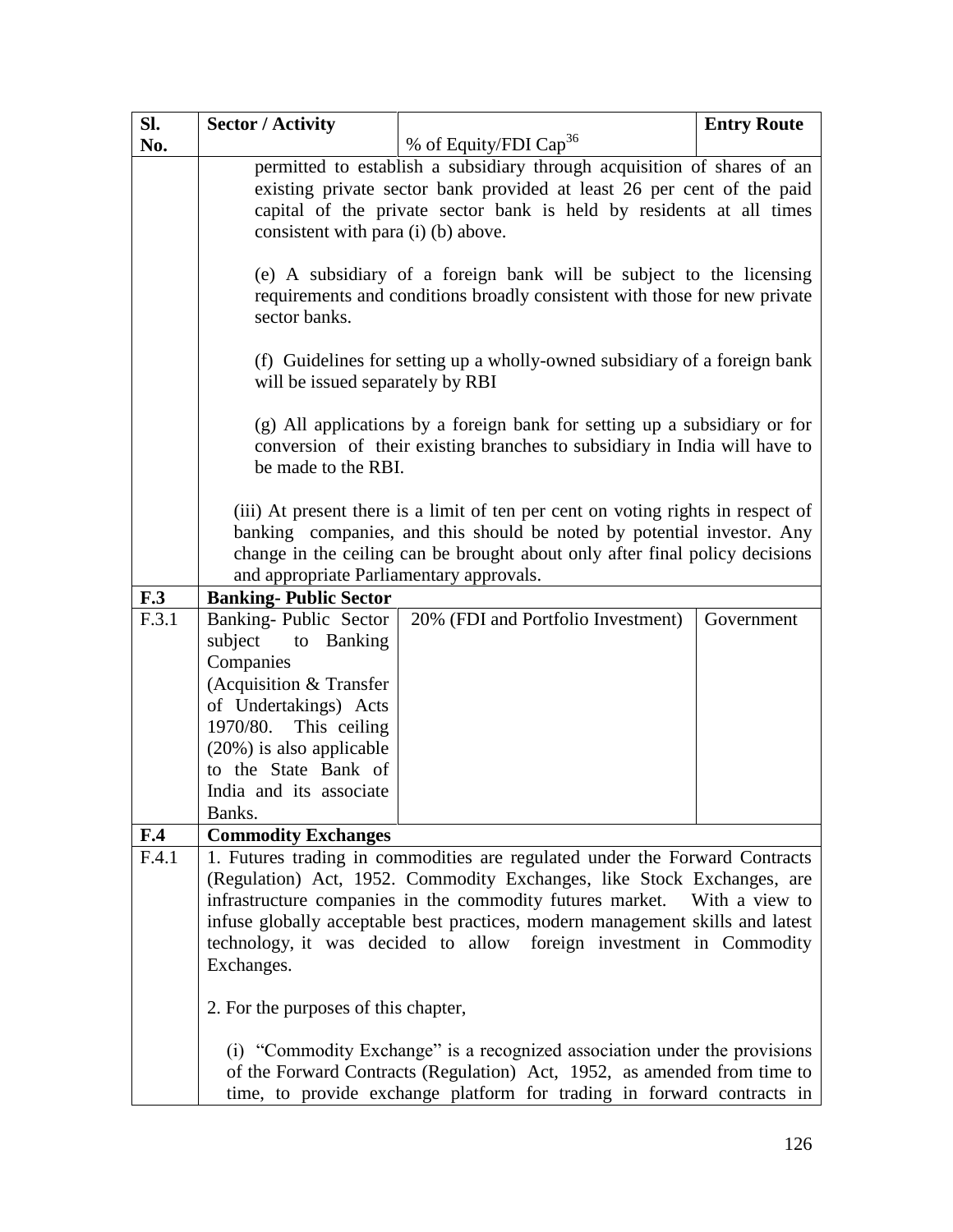| Sl. No. | Sector / Activity | % of Equity/FDI Cap[36] | Entry Route |
|---|---|---|---|
| | permitted to establish a subsidiary through acquisition of shares of an existing private sector bank provided at least 26 per cent of the paid capital of the private sector bank is held by residents at all times consistent with para (i) (b) above.<br><br>(e) A subsidiary of a foreign bank will be subject to the licensing requirements and conditions broadly consistent with those for new private sector banks.<br><br>(f) Guidelines for setting up a wholly-owned subsidiary of a foreign bank will be issued separately by RBI<br><br>(g) All applications by a foreign bank for setting up a subsidiary or for conversion of their existing branches to subsidiary in India will have to be made to the RBI.<br><br>(iii) At present there is a limit of ten per cent on voting rights in respect of banking companies, and this should be noted by potential investor. Any change in the ceiling can be brought about only after final policy decisions and appropriate Parliamentary approvals. | | |
| **F.3** | **Banking- Public Sector** | | |
| F.3.1 | Banking- Public Sector subject to Banking Companies (Acquisition & Transfer of Undertakings) Acts 1970/80. This ceiling (20%) is also applicable to the State Bank of India and its associate Banks. | 20% (FDI and Portfolio Investment) | Government |
| **F.4** | **Commodity Exchanges** | | |
| F.4.1 | 1. Futures trading in commodities are regulated under the Forward Contracts (Regulation) Act, 1952. Commodity Exchanges, like Stock Exchanges, are infrastructure companies in the commodity futures market. With a view to infuse globally acceptable best practices, modern management skills and latest technology, it was decided to allow foreign investment in Commodity Exchanges.<br><br>2. For the purposes of this chapter,<br><br>(i) "Commodity Exchange" is a recognized association under the provisions of the Forward Contracts (Regulation) Act, 1952, as amended from time to time, to provide exchange platform for trading in forward contracts in | | |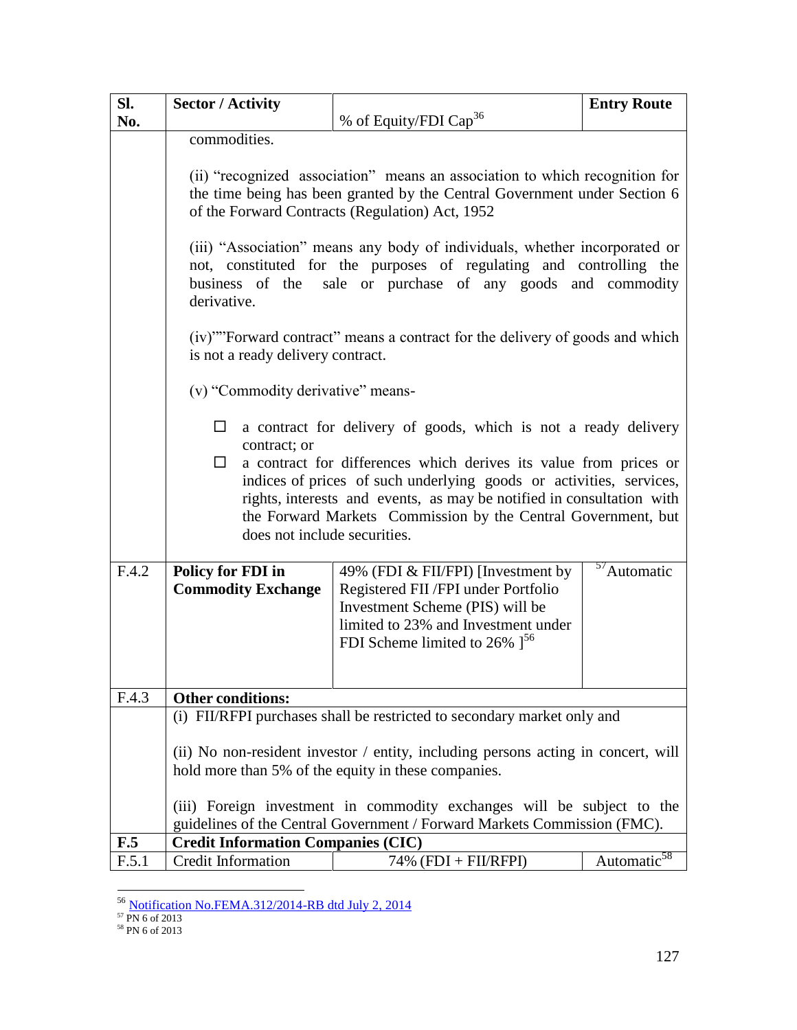| Sl. No. | Sector / Activity | % of Equity/FDI Cap[36] | Entry Route |
|---|---|---|---|
| | commodities.<br><br>(ii) "recognized association" means an association to which recognition for the time being has been granted by the Central Government under Section 6 of the Forward Contracts (Regulation) Act, 1952<br><br>(iii) "Association" means any body of individuals, whether incorporated or not, constituted for the purposes of regulating and controlling the business of the sale or purchase of any goods and commodity derivative.<br><br>(iv)""Forward contract" means a contract for the delivery of goods and which is not a ready delivery contract.<br><br>(v) "Commodity derivative" means-<br><br>☐ a contract for delivery of goods, which is not a ready delivery contract; or<br>☐ a contract for differences which derives its value from prices or indices of prices of such underlying goods or activities, services, rights, interests and events, as may be notified in consultation with the Forward Markets Commission by the Central Government, but does not include securities. | | |
| F.4.2 | **Policy for FDI in Commodity Exchange** | 49% (FDI & FII/FPI) [Investment by Registered FII /FPI under Portfolio Investment Scheme (PIS) will be limited to 23% and Investment under FDI Scheme limited to 26% ][56] | [57]Automatic |
| F.4.3 | **Other conditions:** | | |
| | (i) FII/RFPI purchases shall be restricted to secondary market only and<br><br>(ii) No non-resident investor / entity, including persons acting in concert, will hold more than 5% of the equity in these companies.<br><br>(iii) Foreign investment in commodity exchanges will be subject to the guidelines of the Central Government / Forward Markets Commission (FMC). | | |
| **F.5** | **Credit Information Companies (CIC)** | | |
| F.5.1 | Credit Information | 74% (FDI + FII/RFPI) | Automatic[58] |

[56] Notification No.FEMA.312/2014-RB dtd July 2, 2014
[57] PN 6 of 2013
[58] PN 6 of 2013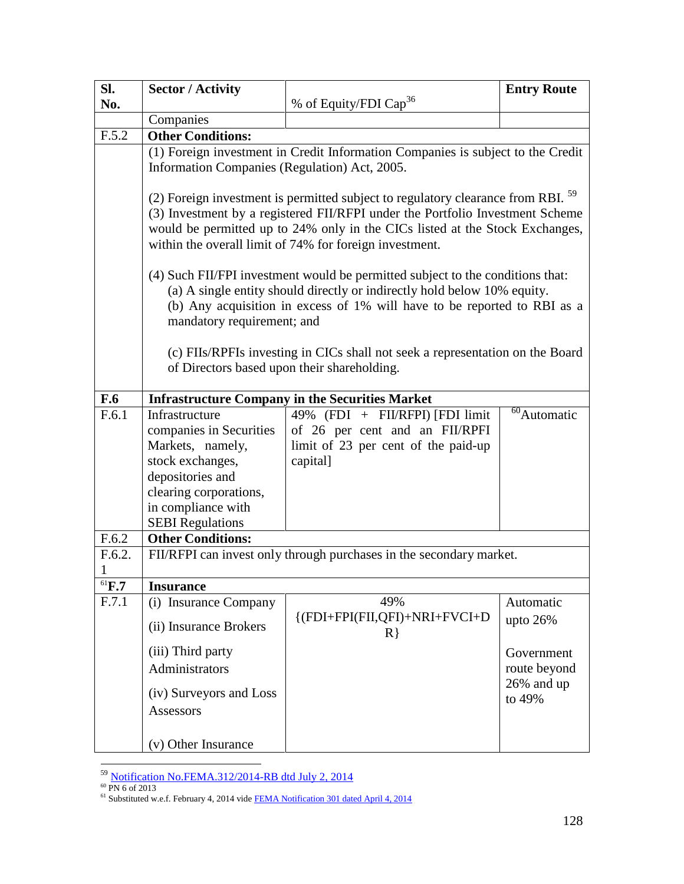| Sl. No. | Sector / Activity | % of Equity/FDI Cap[36] | Entry Route |
|---|---|---|---|
| | Companies | | |
| F.5.2 | **Other Conditions:** | | |
| | (1) Foreign investment in Credit Information Companies is subject to the Credit Information Companies (Regulation) Act, 2005.<br><br>(2) Foreign investment is permitted subject to regulatory clearance from RBI. [59]<br>(3) Investment by a registered FII/RFPI under the Portfolio Investment Scheme would be permitted up to 24% only in the CICs listed at the Stock Exchanges, within the overall limit of 74% for foreign investment.<br><br>(4) Such FII/FPI investment would be permitted subject to the conditions that:<br>(a) A single entity should directly or indirectly hold below 10% equity.<br>(b) Any acquisition in excess of 1% will have to be reported to RBI as a mandatory requirement; and<br><br>(c) FIIs/RPFIs investing in CICs shall not seek a representation on the Board of Directors based upon their shareholding. | | |
| **F.6** | **Infrastructure Company in the Securities Market** | | |
| F.6.1 | Infrastructure companies in Securities Markets, namely, stock exchanges, depositories and clearing corporations, in compliance with SEBI Regulations | 49% (FDI + FII/RFPI) [FDI limit of 26 per cent and an FII/RPFI limit of 23 per cent of the paid-up capital] | [60]Automatic |
| F.6.2 | **Other Conditions:** | | |
| F.6.2.1 | FII/RFPI can invest only through purchases in the secondary market. | | |
| [61]**F.7** | **Insurance** | | |
| F.7.1 | (i) Insurance Company<br>(ii) Insurance Brokers<br>(iii) Third party Administrators<br>(iv) Surveyors and Loss Assessors<br>(v) Other Insurance | 49% {(FDI+FPI(FII,QFI)+NRI+FVCI+DR} | Automatic upto 26%<br><br>Government route beyond 26% and up to 49% |

[59] Notification No.FEMA.312/2014-RB dtd July 2, 2014
[60] PN 6 of 2013
[61] Substituted w.e.f. February 4, 2014 vide FEMA Notification 301 dated April 4, 2014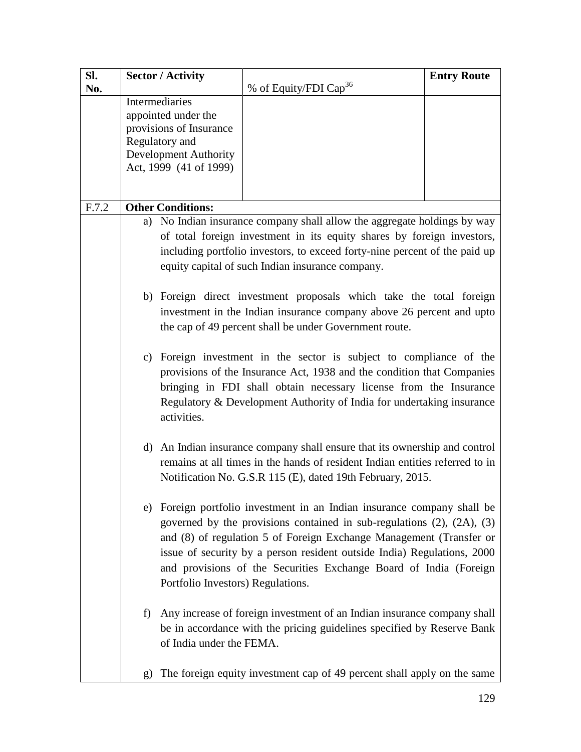| Sl. No. | Sector / Activity | % of Equity/FDI Cap[36] | Entry Route |
|---|---|---|---|
| | Intermediaries appointed under the provisions of Insurance Regulatory and Development Authority Act, 1999 (41 of 1999) | | |
| F.7.2 | **Other Conditions:** | | |

a) No Indian insurance company shall allow the aggregate holdings by way of total foreign investment in its equity shares by foreign investors, including portfolio investors, to exceed forty-nine percent of the paid up equity capital of such Indian insurance company.

b) Foreign direct investment proposals which take the total foreign investment in the Indian insurance company above 26 percent and upto the cap of 49 percent shall be under Government route.

c) Foreign investment in the sector is subject to compliance of the provisions of the Insurance Act, 1938 and the condition that Companies bringing in FDI shall obtain necessary license from the Insurance Regulatory & Development Authority of India for undertaking insurance activities.

d) An Indian insurance company shall ensure that its ownership and control remains at all times in the hands of resident Indian entities referred to in Notification No. G.S.R 115 (E), dated 19th February, 2015.

e) Foreign portfolio investment in an Indian insurance company shall be governed by the provisions contained in sub-regulations (2), (2A), (3) and (8) of regulation 5 of Foreign Exchange Management (Transfer or issue of security by a person resident outside India) Regulations, 2000 and provisions of the Securities Exchange Board of India (Foreign Portfolio Investors) Regulations.

f) Any increase of foreign investment of an Indian insurance company shall be in accordance with the pricing guidelines specified by Reserve Bank of India under the FEMA.

g) The foreign equity investment cap of 49 percent shall apply on the same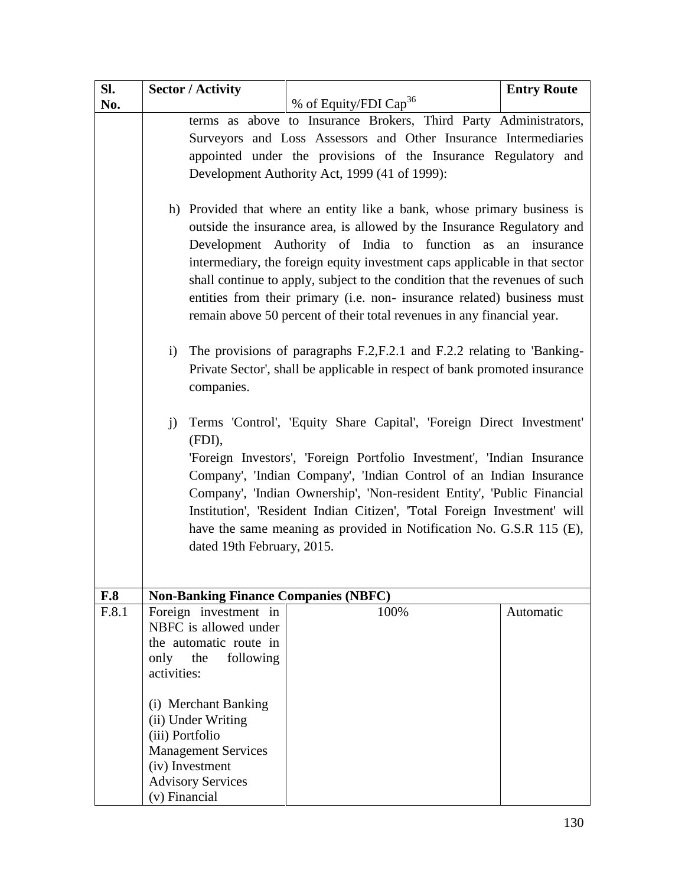| Sl. No. | Sector / Activity | % of Equity/FDI Cap[36] | Entry Route |
|---|---|---|---|
| | terms as above to Insurance Brokers, Third Party Administrators, Surveyors and Loss Assessors and Other Insurance Intermediaries appointed under the provisions of the Insurance Regulatory and Development Authority Act, 1999 (41 of 1999):<br><br>h) Provided that where an entity like a bank, whose primary business is outside the insurance area, is allowed by the Insurance Regulatory and Development Authority of India to function as an insurance intermediary, the foreign equity investment caps applicable in that sector shall continue to apply, subject to the condition that the revenues of such entities from their primary (i.e. non- insurance related) business must remain above 50 percent of their total revenues in any financial year.<br><br>i) The provisions of paragraphs F.2,F.2.1 and F.2.2 relating to 'Banking-Private Sector', shall be applicable in respect of bank promoted insurance companies.<br><br>j) Terms 'Control', 'Equity Share Capital', 'Foreign Direct Investment' (FDI), 'Foreign Investors', 'Foreign Portfolio Investment', 'Indian Insurance Company', 'Indian Company', 'Indian Control of an Indian Insurance Company', 'Indian Ownership', 'Non-resident Entity', 'Public Financial Institution', 'Resident Indian Citizen', 'Total Foreign Investment' will have the same meaning as provided in Notification No. G.S.R 115 (E), dated 19th February, 2015. | | |
| **F.8** | **Non-Banking Finance Companies (NBFC)** | | |
| F.8.1 | Foreign investment in NBFC is allowed under the automatic route in only the following activities:<br><br>(i) Merchant Banking<br>(ii) Under Writing<br>(iii) Portfolio Management Services<br>(iv) Investment Advisory Services<br>(v) Financial | 100% | Automatic |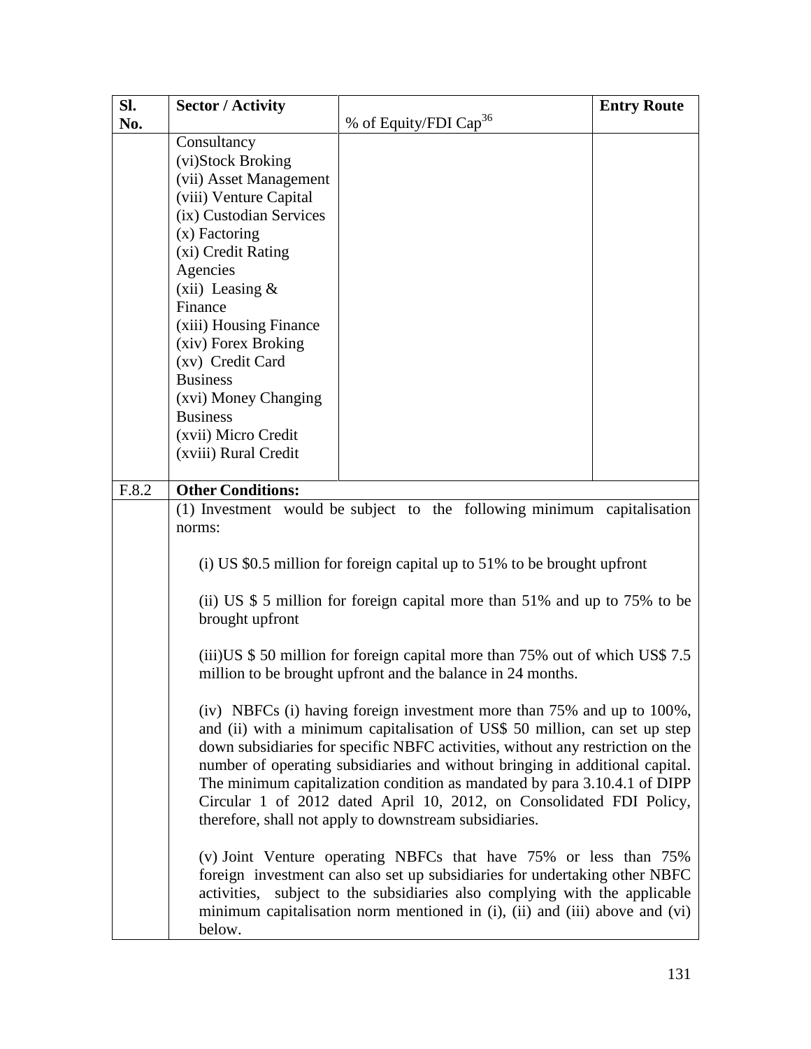| Sl. No. | Sector / Activity | % of Equity/FDI Cap[36] | Entry Route |
|---|---|---|---|
| | Consultancy<br>(vi)Stock Broking<br>(vii) Asset Management<br>(viii) Venture Capital<br>(ix) Custodian Services<br>(x) Factoring<br>(xi) Credit Rating Agencies<br>(xii) Leasing & Finance<br>(xiii) Housing Finance<br>(xiv) Forex Broking<br>(xv) Credit Card Business<br>(xvi) Money Changing Business<br>(xvii) Micro Credit<br>(xviii) Rural Credit | | |
| F.8.2 | **Other Conditions:** | | |
| | (1) Investment would be subject to the following minimum capitalisation norms:<br><br>(i) US $0.5 million for foreign capital up to 51% to be brought upfront<br><br>(ii) US $ 5 million for foreign capital more than 51% and up to 75% to be brought upfront<br><br>(iii)US $ 50 million for foreign capital more than 75% out of which US$ 7.5 million to be brought upfront and the balance in 24 months.<br><br>(iv) NBFCs (i) having foreign investment more than 75% and up to 100%, and (ii) with a minimum capitalisation of US$ 50 million, can set up step down subsidiaries for specific NBFC activities, without any restriction on the number of operating subsidiaries and without bringing in additional capital. The minimum capitalization condition as mandated by para 3.10.4.1 of DIPP Circular 1 of 2012 dated April 10, 2012, on Consolidated FDI Policy, therefore, shall not apply to downstream subsidiaries.<br><br>(v) Joint Venture operating NBFCs that have 75% or less than 75% foreign investment can also set up subsidiaries for undertaking other NBFC activities, subject to the subsidiaries also complying with the applicable minimum capitalisation norm mentioned in (i), (ii) and (iii) above and (vi) below. | | |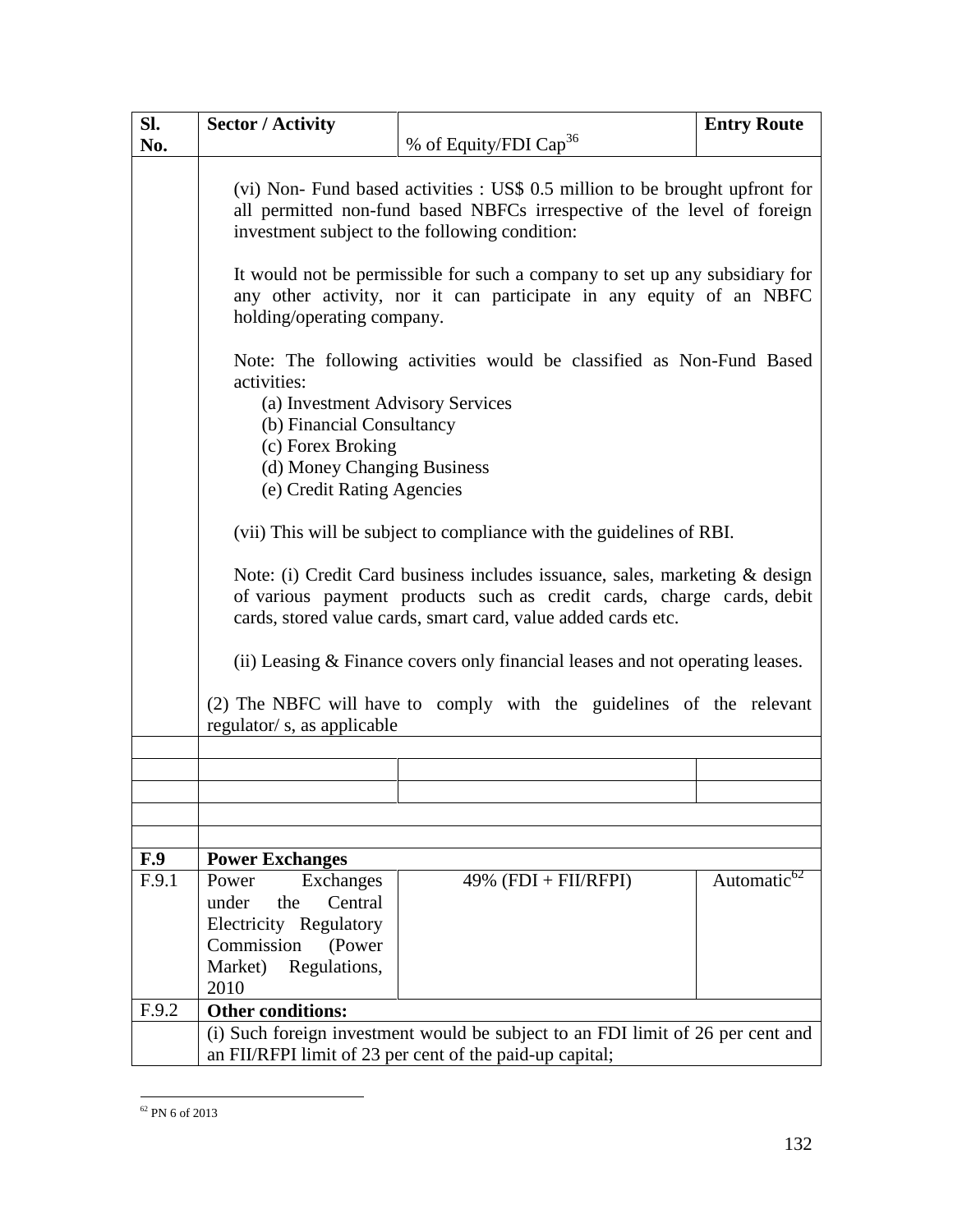| Sl. No. | Sector / Activity | % of Equity/FDI Cap[36] | Entry Route |
|---|---|---|---|
| | (vi) Non- Fund based activities : US$ 0.5 million to be brought upfront for all permitted non-fund based NBFCs irrespective of the level of foreign investment subject to the following condition:<br><br>It would not be permissible for such a company to set up any subsidiary for any other activity, nor it can participate in any equity of an NBFC holding/operating company.<br><br>Note: The following activities would be classified as Non-Fund Based activities:<br>(a) Investment Advisory Services<br>(b) Financial Consultancy<br>(c) Forex Broking<br>(d) Money Changing Business<br>(e) Credit Rating Agencies<br><br>(vii) This will be subject to compliance with the guidelines of RBI.<br><br>Note: (i) Credit Card business includes issuance, sales, marketing & design of various payment products such as credit cards, charge cards, debit cards, stored value cards, smart card, value added cards etc.<br><br>(ii) Leasing & Finance covers only financial leases and not operating leases.<br><br>(2) The NBFC will have to comply with the guidelines of the relevant regulator/ s, as applicable | | |
| | | | |
| | | | |
| | | | |
| | | | |
| | | | |
| **F.9** | **Power Exchanges** | | |
| F.9.1 | Power Exchanges under the Central Electricity Regulatory Commission (Power Market) Regulations, 2010 | 49% (FDI + FII/RFPI) | Automatic[62] |
| F.9.2 | **Other conditions:** | | |
| | (i) Such foreign investment would be subject to an FDI limit of 26 per cent and an FII/RFPI limit of 23 per cent of the paid-up capital; | | |

[62] PN 6 of 2013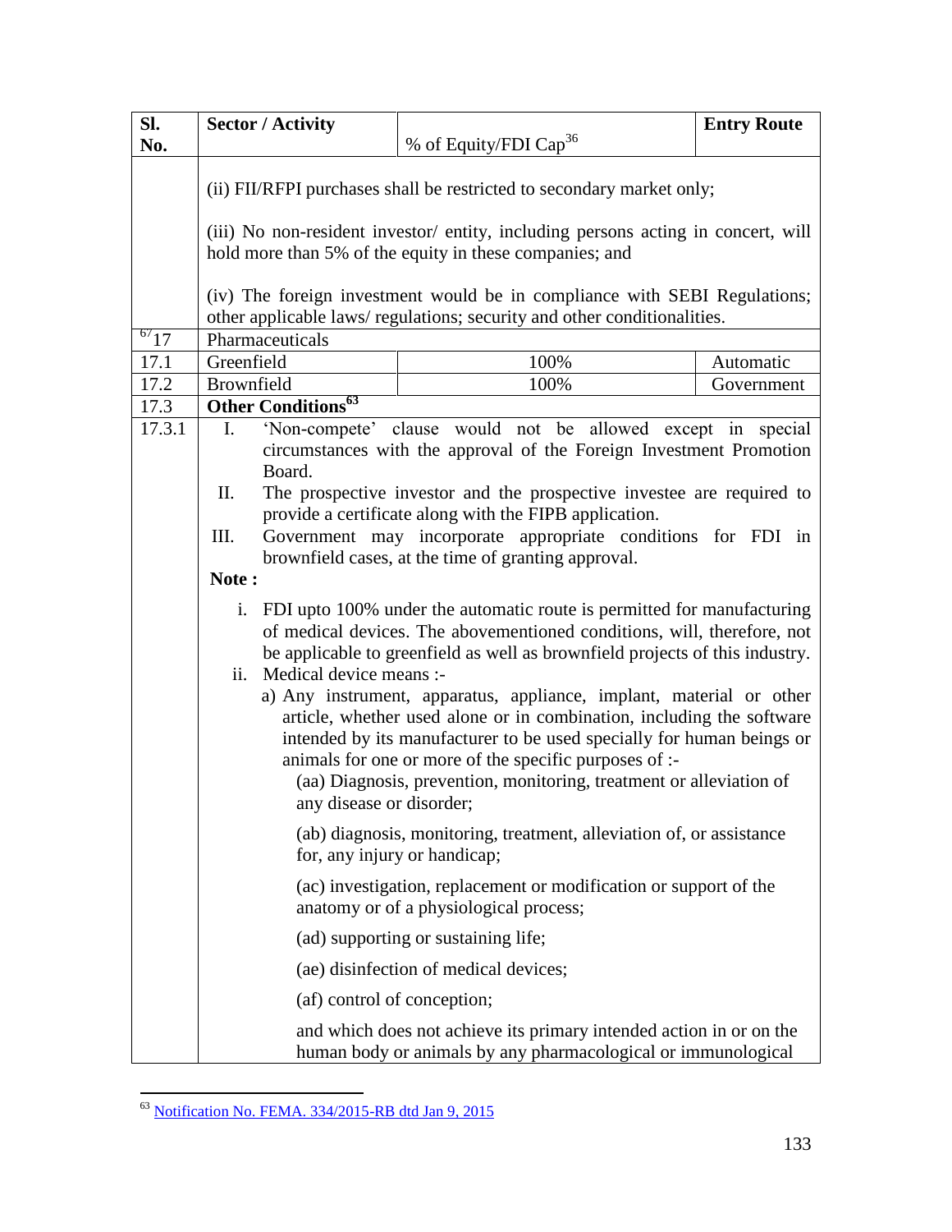| Sl. No. | Sector / Activity | % of Equity/FDI Cap[36] | Entry Route |
|---|---|---|---|
| | (ii) FII/RFPI purchases shall be restricted to secondary market only;<br><br>(iii) No non-resident investor/ entity, including persons acting in concert, will hold more than 5% of the equity in these companies; and<br><br>(iv) The foreign investment would be in compliance with SEBI Regulations; other applicable laws/ regulations; security and other conditionalities. | | |
| [67]17 | Pharmaceuticals | | |
| 17.1 | Greenfield | 100% | Automatic |
| 17.2 | Brownfield | 100% | Government |
| 17.3 | **Other Conditions[63]** | | |
| 17.3.1 | I. 'Non-compete' clause would not be allowed except in special circumstances with the approval of the Foreign Investment Promotion Board.<br>II. The prospective investor and the prospective investee are required to provide a certificate along with the FIPB application.<br>III. Government may incorporate appropriate conditions for FDI in brownfield cases, at the time of granting approval.<br>**Note :**<br>i. FDI upto 100% under the automatic route is permitted for manufacturing of medical devices. The abovementioned conditions, will, therefore, not be applicable to greenfield as well as brownfield projects of this industry.<br>ii. Medical device means :-<br>a) Any instrument, apparatus, appliance, implant, material or other article, whether used alone or in combination, including the software intended by its manufacturer to be used specially for human beings or animals for one or more of the specific purposes of :-<br>(aa) Diagnosis, prevention, monitoring, treatment or alleviation of any disease or disorder;<br>(ab) diagnosis, monitoring, treatment, alleviation of, or assistance for, any injury or handicap;<br>(ac) investigation, replacement or modification or support of the anatomy or of a physiological process;<br>(ad) supporting or sustaining life;<br>(ae) disinfection of medical devices;<br>(af) control of conception;<br>and which does not achieve its primary intended action in or on the human body or animals by any pharmacological or immunological | | |

[63] Notification No. FEMA. 334/2015-RB dtd Jan 9, 2015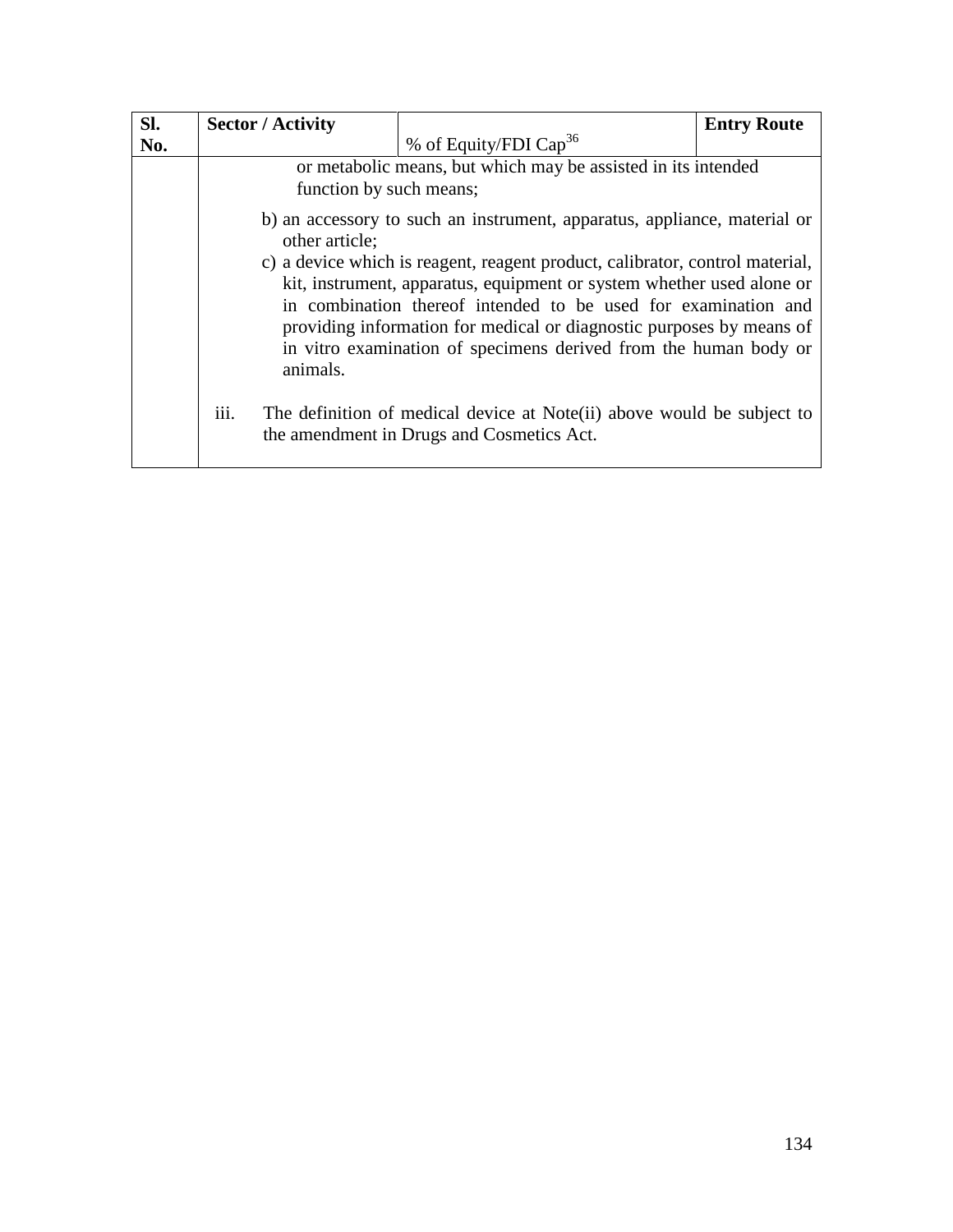| Sl. No. | Sector / Activity | % of Equity/FDI Cap[36] | Entry Route |
|---|---|---|---|
| | or metabolic means, but which may be assisted in its intended function by such means;<br><br>b) an accessory to such an instrument, apparatus, appliance, material or other article;<br>c) a device which is reagent, reagent product, calibrator, control material, kit, instrument, apparatus, equipment or system whether used alone or in combination thereof intended to be used for examination and providing information for medical or diagnostic purposes by means of in vitro examination of specimens derived from the human body or animals.<br><br>iii. The definition of medical device at Note(ii) above would be subject to the amendment in Drugs and Cosmetics Act. | | |